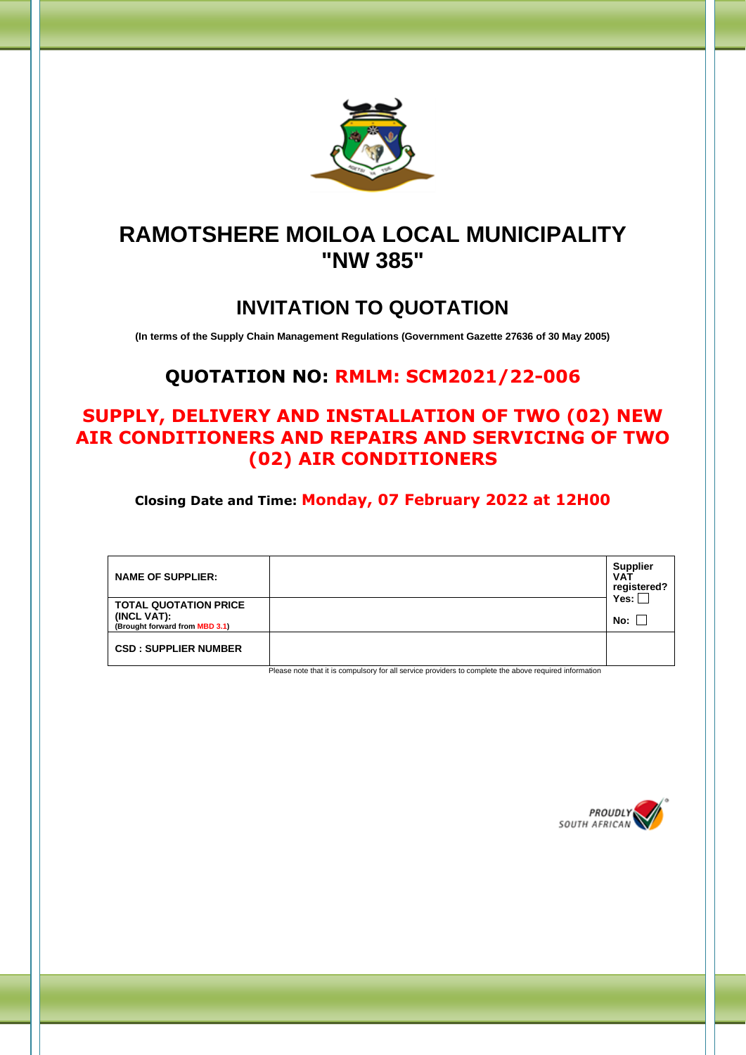# RAMOTSHERE MOILOA LOCAL MUNICIPALITY "NW 385"

## INVITATION TO QUOTATION

**(In terms of the Supply Chain Management Regulations (Government Gazette 27636 of 30 May 2005)**

## QUOTATION NO: RMLM: SCM2021/22-006

## SUPPLY, DELIVERY AND INSTALLATION OF TWO (02) NEW AIR CONDITIONERS AND REPAIRS AND SERVICING OF TWO (02) AIR CONDITIONERS

**Closing Date and Time: Monday, 07 February 2022 at 12H00**

| NAME OF SUPPLIER: | | Supplier VAT registered? Yes: ☐ No: ☐ |
|---|---|---|
| TOTAL QUOTATION PRICE (INCL VAT): (Brought forward from MBD 3.1) | | |
| CSD : SUPPLIER NUMBER | | |

Please note that it is compulsory for all service providers to complete the above required information

PROUDLY SOUTH AFRICAN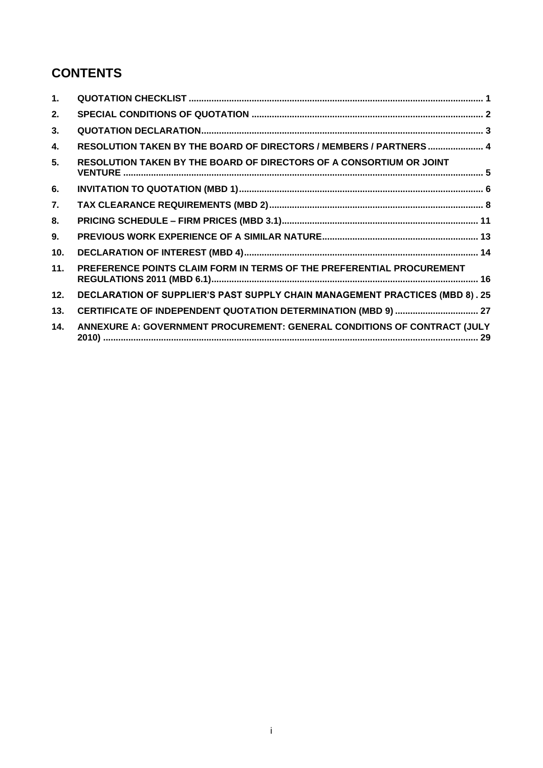# CONTENTS

| | | |
|---|---|---|
| 1. | QUOTATION CHECKLIST | 1 |
| 2. | SPECIAL CONDITIONS OF QUOTATION | 2 |
| 3. | QUOTATION DECLARATION | 3 |
| 4. | RESOLUTION TAKEN BY THE BOARD OF DIRECTORS / MEMBERS / PARTNERS | 4 |
| 5. | RESOLUTION TAKEN BY THE BOARD OF DIRECTORS OF A CONSORTIUM OR JOINT VENTURE | 5 |
| 6. | INVITATION TO QUOTATION (MBD 1) | 6 |
| 7. | TAX CLEARANCE REQUIREMENTS (MBD 2) | 8 |
| 8. | PRICING SCHEDULE – FIRM PRICES (MBD 3.1) | 11 |
| 9. | PREVIOUS WORK EXPERIENCE OF A SIMILAR NATURE | 13 |
| 10. | DECLARATION OF INTEREST (MBD 4) | 14 |
| 11. | PREFERENCE POINTS CLAIM FORM IN TERMS OF THE PREFERENTIAL PROCUREMENT REGULATIONS 2011 (MBD 6.1) | 16 |
| 12. | DECLARATION OF SUPPLIER'S PAST SUPPLY CHAIN MANAGEMENT PRACTICES (MBD 8) | 25 |
| 13. | CERTIFICATE OF INDEPENDENT QUOTATION DETERMINATION (MBD 9) | 27 |
| 14. | ANNEXURE A: GOVERNMENT PROCUREMENT: GENERAL CONDITIONS OF CONTRACT (JULY 2010) | 29 |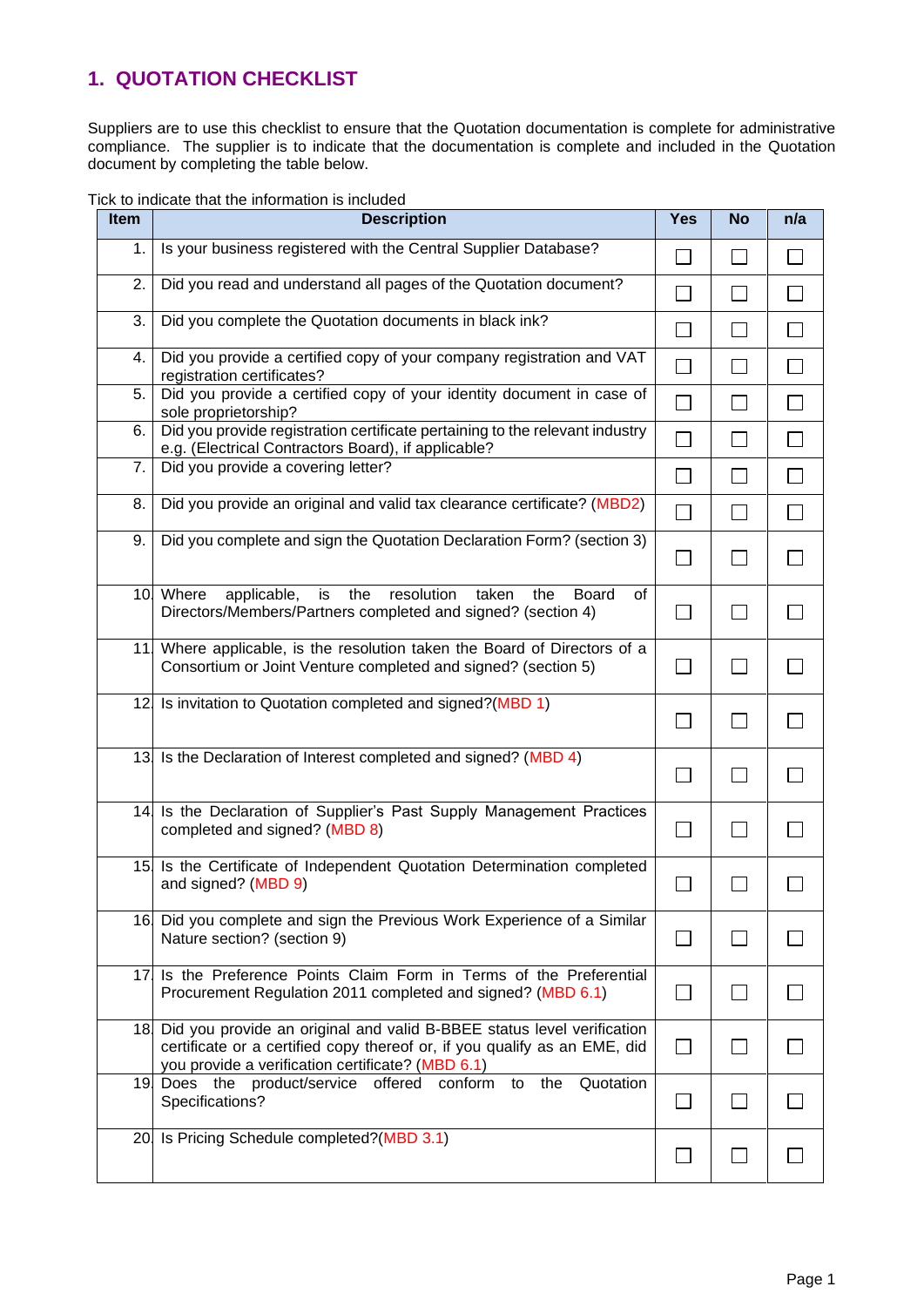## 1. QUOTATION CHECKLIST

Suppliers are to use this checklist to ensure that the Quotation documentation is complete for administrative compliance. The supplier is to indicate that the documentation is complete and included in the Quotation document by completing the table below.

Tick to indicate that the information is included

| Item | Description | Yes | No | n/a |
|---|---|---|---|---|
| 1. | Is your business registered with the Central Supplier Database? | ☐ | ☐ | ☐ |
| 2. | Did you read and understand all pages of the Quotation document? | ☐ | ☐ | ☐ |
| 3. | Did you complete the Quotation documents in black ink? | ☐ | ☐ | ☐ |
| 4. | Did you provide a certified copy of your company registration and VAT registration certificates? | ☐ | ☐ | ☐ |
| 5. | Did you provide a certified copy of your identity document in case of sole proprietorship? | ☐ | ☐ | ☐ |
| 6. | Did you provide registration certificate pertaining to the relevant industry e.g. (Electrical Contractors Board), if applicable? | ☐ | ☐ | ☐ |
| 7. | Did you provide a covering letter? | ☐ | ☐ | ☐ |
| 8. | Did you provide an original and valid tax clearance certificate? (MBD2) | ☐ | ☐ | ☐ |
| 9. | Did you complete and sign the Quotation Declaration Form? (section 3) | ☐ | ☐ | ☐ |
| 10. | Where applicable, is the resolution taken the Board of Directors/Members/Partners completed and signed? (section 4) | ☐ | ☐ | ☐ |
| 11. | Where applicable, is the resolution taken the Board of Directors of a Consortium or Joint Venture completed and signed? (section 5) | ☐ | ☐ | ☐ |
| 12. | Is invitation to Quotation completed and signed?(MBD 1) | ☐ | ☐ | ☐ |
| 13. | Is the Declaration of Interest completed and signed? (MBD 4) | ☐ | ☐ | ☐ |
| 14. | Is the Declaration of Supplier's Past Supply Management Practices completed and signed? (MBD 8) | ☐ | ☐ | ☐ |
| 15. | Is the Certificate of Independent Quotation Determination completed and signed? (MBD 9) | ☐ | ☐ | ☐ |
| 16. | Did you complete and sign the Previous Work Experience of a Similar Nature section? (section 9) | ☐ | ☐ | ☐ |
| 17. | Is the Preference Points Claim Form in Terms of the Preferential Procurement Regulation 2011 completed and signed? (MBD 6.1) | ☐ | ☐ | ☐ |
| 18. | Did you provide an original and valid B-BBEE status level verification certificate or a certified copy thereof or, if you qualify as an EME, did you provide a verification certificate? (MBD 6.1) | ☐ | ☐ | ☐ |
| 19. | Does the product/service offered conform to the Quotation Specifications? | ☐ | ☐ | ☐ |
| 20. | Is Pricing Schedule completed?(MBD 3.1) | ☐ | ☐ | ☐ |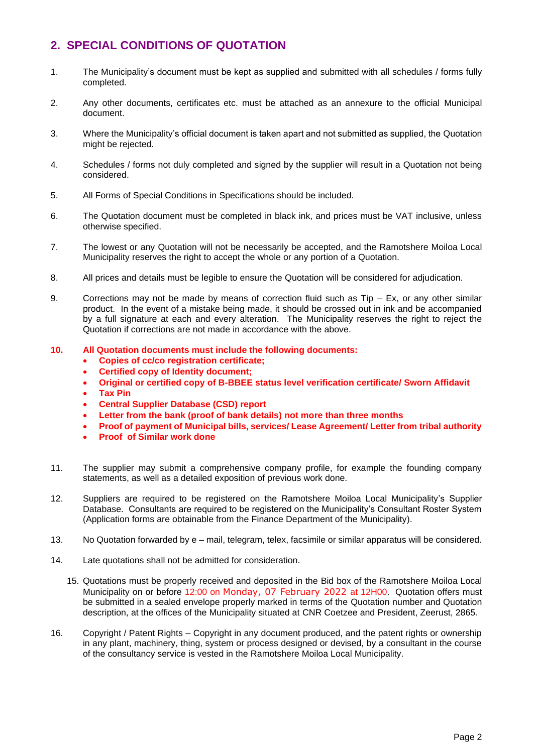## 2. SPECIAL CONDITIONS OF QUOTATION

1. The Municipality's document must be kept as supplied and submitted with all schedules / forms fully completed.

2. Any other documents, certificates etc. must be attached as an annexure to the official Municipal document.

3. Where the Municipality's official document is taken apart and not submitted as supplied, the Quotation might be rejected.

4. Schedules / forms not duly completed and signed by the supplier will result in a Quotation not being considered.

5. All Forms of Special Conditions in Specifications should be included.

6. The Quotation document must be completed in black ink, and prices must be VAT inclusive, unless otherwise specified.

7. The lowest or any Quotation will not be necessarily be accepted, and the Ramotshere Moiloa Local Municipality reserves the right to accept the whole or any portion of a Quotation.

8. All prices and details must be legible to ensure the Quotation will be considered for adjudication.

9. Corrections may not be made by means of correction fluid such as Tip – Ex, or any other similar product. In the event of a mistake being made, it should be crossed out in ink and be accompanied by a full signature at each and every alteration. The Municipality reserves the right to reject the Quotation if corrections are not made in accordance with the above.

10. **All Quotation documents must include the following documents:**
    - **Copies of cc/co registration certificate;**
    - **Certified copy of Identity document;**
    - **Original or certified copy of B-BBEE status level verification certificate/ Sworn Affidavit**
    - **Tax Pin**
    - **Central Supplier Database (CSD) report**
    - **Letter from the bank (proof of bank details) not more than three months**
    - **Proof of payment of Municipal bills, services/ Lease Agreement/ Letter from tribal authority**
    - **Proof of Similar work done**

11. The supplier may submit a comprehensive company profile, for example the founding company statements, as well as a detailed exposition of previous work done.

12. Suppliers are required to be registered on the Ramotshere Moiloa Local Municipality's Supplier Database. Consultants are required to be registered on the Municipality's Consultant Roster System (Application forms are obtainable from the Finance Department of the Municipality).

13. No Quotation forwarded by e – mail, telegram, telex, facsimile or similar apparatus will be considered.

14. Late quotations shall not be admitted for consideration.

15. Quotations must be properly received and deposited in the Bid box of the Ramotshere Moiloa Local Municipality on or before 12:00 on Monday, 07 February 2022 at 12H00. Quotation offers must be submitted in a sealed envelope properly marked in terms of the Quotation number and Quotation description, at the offices of the Municipality situated at CNR Coetzee and President, Zeerust, 2865.

16. Copyright / Patent Rights – Copyright in any document produced, and the patent rights or ownership in any plant, machinery, thing, system or process designed or devised, by a consultant in the course of the consultancy service is vested in the Ramotshere Moiloa Local Municipality.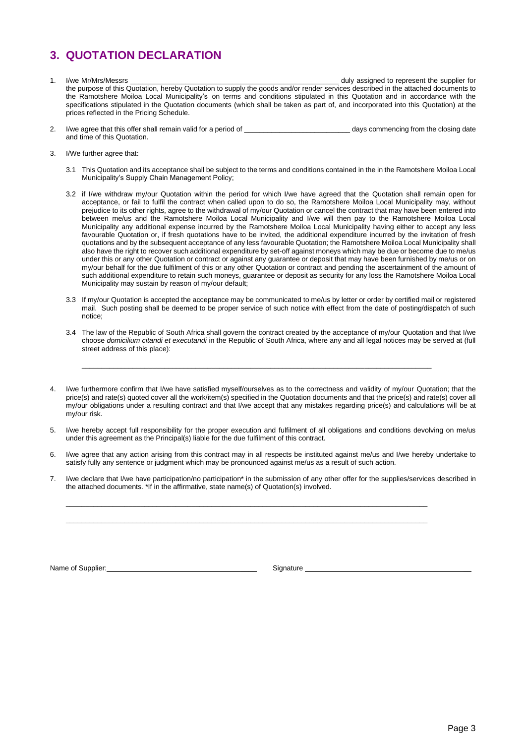# 3. QUOTATION DECLARATION

1. I/we Mr/Mrs/Messrs \_\_\_\_\_\_\_\_\_\_\_\_\_\_\_\_\_\_\_\_\_\_\_\_\_\_\_\_\_\_\_\_\_\_\_\_\_\_\_\_\_\_\_\_\_\_\_\_\_\_\_\_\_\_ duly assigned to represent the supplier for the purpose of this Quotation, hereby Quotation to supply the goods and/or render services described in the attached documents to the Ramotshere Moiloa Local Municipality's on terms and conditions stipulated in this Quotation and in accordance with the specifications stipulated in the Quotation documents (which shall be taken as part of, and incorporated into this Quotation) at the prices reflected in the Pricing Schedule.

2. I/we agree that this offer shall remain valid for a period of \_\_\_\_\_\_\_\_\_\_\_\_\_\_\_\_\_\_\_\_\_\_\_\_\_\_\_ days commencing from the closing date and time of this Quotation.

3. I/We further agree that:

   3.1 This Quotation and its acceptance shall be subject to the terms and conditions contained in the in the Ramotshere Moiloa Local Municipality's Supply Chain Management Policy;

   3.2 if I/we withdraw my/our Quotation within the period for which I/we have agreed that the Quotation shall remain open for acceptance, or fail to fulfil the contract when called upon to do so, the Ramotshere Moiloa Local Municipality may, without prejudice to its other rights, agree to the withdrawal of my/our Quotation or cancel the contract that may have been entered into between me/us and the Ramotshere Moiloa Local Municipality and I/we will then pay to the Ramotshere Moiloa Local Municipality any additional expense incurred by the Ramotshere Moiloa Local Municipality having either to accept any less favourable Quotation or, if fresh quotations have to be invited, the additional expenditure incurred by the invitation of fresh quotations and by the subsequent acceptance of any less favourable Quotation; the Ramotshere Moiloa Local Municipality shall also have the right to recover such additional expenditure by set-off against moneys which may be due or become due to me/us under this or any other Quotation or contract or against any guarantee or deposit that may have been furnished by me/us or on my/our behalf for the due fulfilment of this or any other Quotation or contract and pending the ascertainment of the amount of such additional expenditure to retain such moneys, guarantee or deposit as security for any loss the Ramotshere Moiloa Local Municipality may sustain by reason of my/our default;

   3.3 If my/our Quotation is accepted the acceptance may be communicated to me/us by letter or order by certified mail or registered mail. Such posting shall be deemed to be proper service of such notice with effect from the date of posting/dispatch of such notice;

   3.4 The law of the Republic of South Africa shall govern the contract created by the acceptance of my/our Quotation and that I/we choose *domicilium citandi et executandi* in the Republic of South Africa, where any and all legal notices may be served at (full street address of this place):

   \_\_\_\_\_\_\_\_\_\_\_\_\_\_\_\_\_\_\_\_\_\_\_\_\_\_\_\_\_\_\_\_\_\_\_\_\_\_\_\_\_\_\_\_\_\_\_\_\_\_\_\_\_\_\_\_\_\_\_\_\_\_\_\_\_\_\_\_\_\_\_\_\_\_\_\_\_\_\_\_\_\_\_\_\_\_\_\_

4. I/we furthermore confirm that I/we have satisfied myself/ourselves as to the correctness and validity of my/our Quotation; that the price(s) and rate(s) quoted cover all the work/item(s) specified in the Quotation documents and that the price(s) and rate(s) cover all my/our obligations under a resulting contract and that I/we accept that any mistakes regarding price(s) and calculations will be at my/our risk.

5. I/we hereby accept full responsibility for the proper execution and fulfilment of all obligations and conditions devolving on me/us under this agreement as the Principal(s) liable for the due fulfilment of this contract.

6. I/we agree that any action arising from this contract may in all respects be instituted against me/us and I/we hereby undertake to satisfy fully any sentence or judgment which may be pronounced against me/us as a result of such action.

7. I/we declare that I/we have participation/no participation* in the submission of any other offer for the supplies/services described in the attached documents. *If in the affirmative, state name(s) of Quotation(s) involved.

   \_\_\_\_\_\_\_\_\_\_\_\_\_\_\_\_\_\_\_\_\_\_\_\_\_\_\_\_\_\_\_\_\_\_\_\_\_\_\_\_\_\_\_\_\_\_\_\_\_\_\_\_\_\_\_\_\_\_\_\_\_\_\_\_\_\_\_\_\_\_\_\_\_\_\_\_\_\_\_\_\_\_\_\_\_\_\_\_

   \_\_\_\_\_\_\_\_\_\_\_\_\_\_\_\_\_\_\_\_\_\_\_\_\_\_\_\_\_\_\_\_\_\_\_\_\_\_\_\_\_\_\_\_\_\_\_\_\_\_\_\_\_\_\_\_\_\_\_\_\_\_\_\_\_\_\_\_\_\_\_\_\_\_\_\_\_\_\_\_\_\_\_\_\_\_\_\_

Name of Supplier: \_\_\_\_\_\_\_\_\_\_\_\_\_\_\_\_\_\_\_\_\_\_\_\_\_\_\_\_\_\_\_\_\_\_\_\_ Signature \_\_\_\_\_\_\_\_\_\_\_\_\_\_\_\_\_\_\_\_\_\_\_\_\_\_\_\_\_\_\_\_\_\_\_\_\_\_\_\_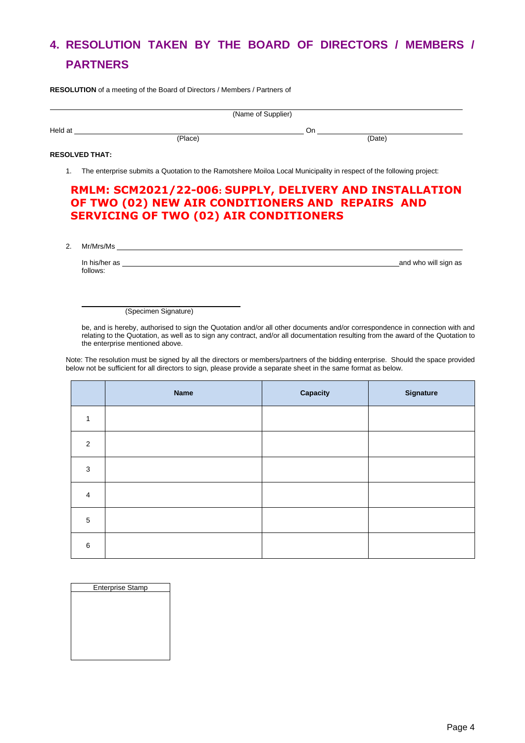## 4. RESOLUTION TAKEN BY THE BOARD OF DIRECTORS / MEMBERS / PARTNERS

**RESOLUTION** of a meeting of the Board of Directors / Members / Partners of

______________________________________________________________________
(Name of Supplier)

Held at ____________________________________________ On ______________________________
(Place) (Date)

**RESOLVED THAT:**

1. The enterprise submits a Quotation to the Ramotshere Moiloa Local Municipality in respect of the following project:

**RMLM: SCM2021/22-006: SUPPLY, DELIVERY AND INSTALLATION OF TWO (02) NEW AIR CONDITIONERS AND REPAIRS AND SERVICING OF TWO (02) AIR CONDITIONERS**

2. Mr/Mrs/Ms ______________________________________________________________________

   In his/her as ______________________________________________________ and who will sign as follows:

   ______________________________
   (Specimen Signature)

   be, and is hereby, authorised to sign the Quotation and/or all other documents and/or correspondence in connection with and relating to the Quotation, as well as to sign any contract, and/or all documentation resulting from the award of the Quotation to the enterprise mentioned above.

Note: The resolution must be signed by all the directors or members/partners of the bidding enterprise. Should the space provided below not be sufficient for all directors to sign, please provide a separate sheet in the same format as below.

| | Name | Capacity | Signature |
|---|---|---|---|
| 1 | | | |
| 2 | | | |
| 3 | | | |
| 4 | | | |
| 5 | | | |
| 6 | | | |

| Enterprise Stamp |
|---|
| |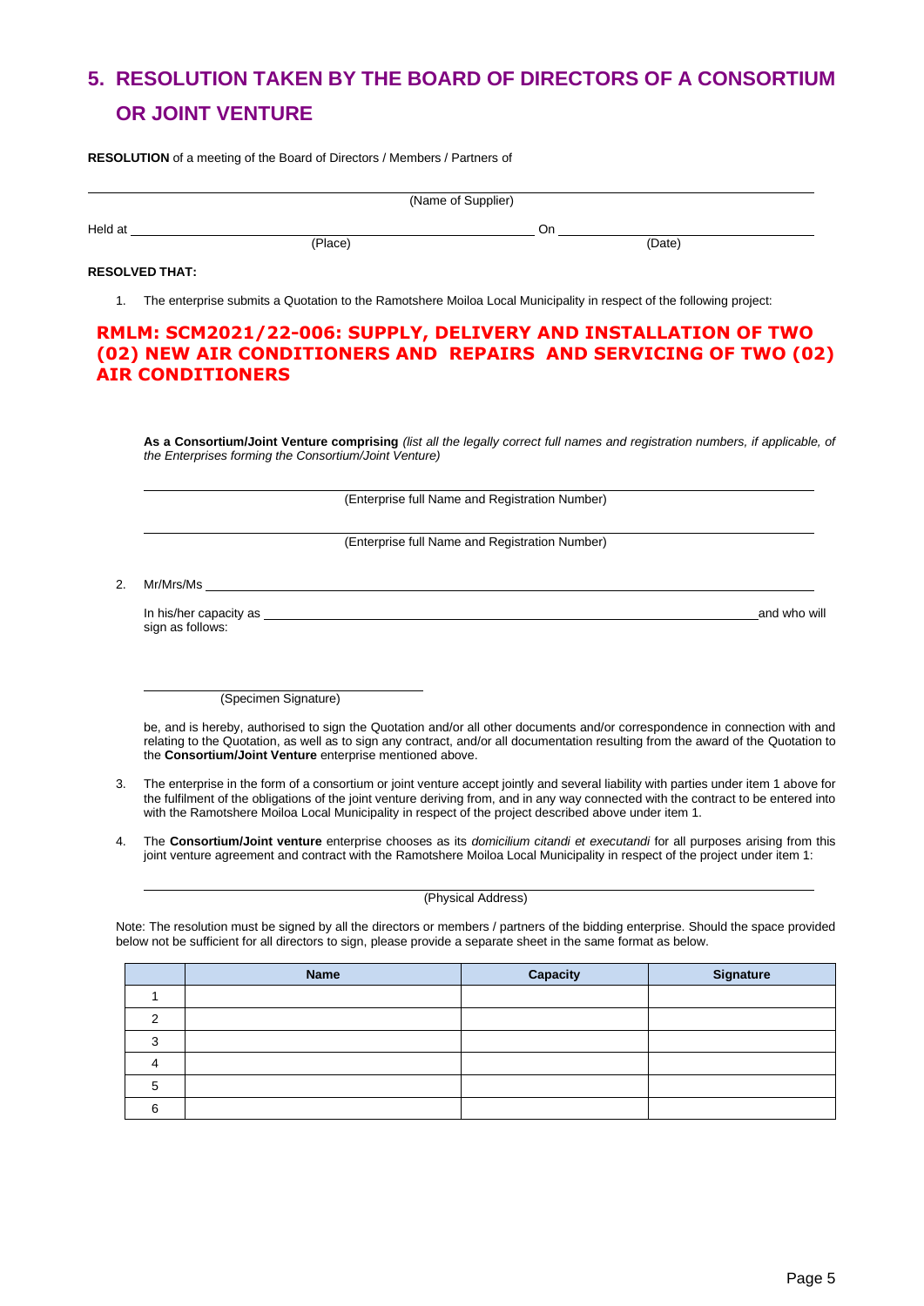## 5. RESOLUTION TAKEN BY THE BOARD OF DIRECTORS OF A CONSORTIUM OR JOINT VENTURE

**RESOLUTION** of a meeting of the Board of Directors / Members / Partners of

\_\_\_\_\_\_\_\_\_\_\_\_\_\_\_\_\_\_\_\_\_\_\_\_\_\_\_\_\_\_\_\_\_\_\_\_\_\_\_\_\_\_\_\_\_\_\_\_\_\_\_\_\_\_\_\_\_\_\_\_
(Name of Supplier)

Held at \_\_\_\_\_\_\_\_\_\_\_\_\_\_\_\_\_\_\_\_\_\_\_\_\_\_\_\_\_\_\_\_ On \_\_\_\_\_\_\_\_\_\_\_\_\_\_\_\_\_\_\_\_\_\_\_\_
(Place) (Date)

**RESOLVED THAT:**

1. The enterprise submits a Quotation to the Ramotshere Moiloa Local Municipality in respect of the following project:

**RMLM: SCM2021/22-006: SUPPLY, DELIVERY AND INSTALLATION OF TWO (02) NEW AIR CONDITIONERS AND REPAIRS AND SERVICING OF TWO (02) AIR CONDITIONERS**

**As a Consortium/Joint Venture comprising** *(list all the legally correct full names and registration numbers, if applicable, of the Enterprises forming the Consortium/Joint Venture)*

\_\_\_\_\_\_\_\_\_\_\_\_\_\_\_\_\_\_\_\_\_\_\_\_\_\_\_\_\_\_\_\_\_\_\_\_\_\_\_\_\_\_\_\_\_\_\_\_\_\_\_\_\_\_\_\_\_\_\_\_
(Enterprise full Name and Registration Number)

\_\_\_\_\_\_\_\_\_\_\_\_\_\_\_\_\_\_\_\_\_\_\_\_\_\_\_\_\_\_\_\_\_\_\_\_\_\_\_\_\_\_\_\_\_\_\_\_\_\_\_\_\_\_\_\_\_\_\_\_
(Enterprise full Name and Registration Number)

2. Mr/Mrs/Ms \_\_\_\_\_\_\_\_\_\_\_\_\_\_\_\_\_\_\_\_\_\_\_\_\_\_\_\_\_\_\_\_\_\_\_\_\_\_\_\_\_\_\_\_\_\_\_\_\_\_\_\_

   In his/her capacity as \_\_\_\_\_\_\_\_\_\_\_\_\_\_\_\_\_\_\_\_\_\_\_\_\_\_\_\_\_\_\_\_\_\_\_\_\_\_\_\_\_\_\_\_ and who will sign as follows:

   \_\_\_\_\_\_\_\_\_\_\_\_\_\_\_\_\_\_\_\_\_\_\_\_\_\_\_\_\_\_
   (Specimen Signature)

   be, and is hereby, authorised to sign the Quotation and/or all other documents and/or correspondence in connection with and relating to the Quotation, as well as to sign any contract, and/or all documentation resulting from the award of the Quotation to the **Consortium/Joint Venture** enterprise mentioned above.

3. The enterprise in the form of a consortium or joint venture accept jointly and several liability with parties under item 1 above for the fulfilment of the obligations of the joint venture deriving from, and in any way connected with the contract to be entered into with the Ramotshere Moiloa Local Municipality in respect of the project described above under item 1.

4. The **Consortium/Joint venture** enterprise chooses as its *domicilium citandi et executandi* for all purposes arising from this joint venture agreement and contract with the Ramotshere Moiloa Local Municipality in respect of the project under item 1:

   \_\_\_\_\_\_\_\_\_\_\_\_\_\_\_\_\_\_\_\_\_\_\_\_\_\_\_\_\_\_\_\_\_\_\_\_\_\_\_\_\_\_\_\_\_\_\_\_\_\_\_\_\_\_\_\_\_\_\_\_
   (Physical Address)

Note: The resolution must be signed by all the directors or members / partners of the bidding enterprise. Should the space provided below not be sufficient for all directors to sign, please provide a separate sheet in the same format as below.

| | Name | Capacity | Signature |
|---|---|---|---|
| 1 | | | |
| 2 | | | |
| 3 | | | |
| 4 | | | |
| 5 | | | |
| 6 | | | |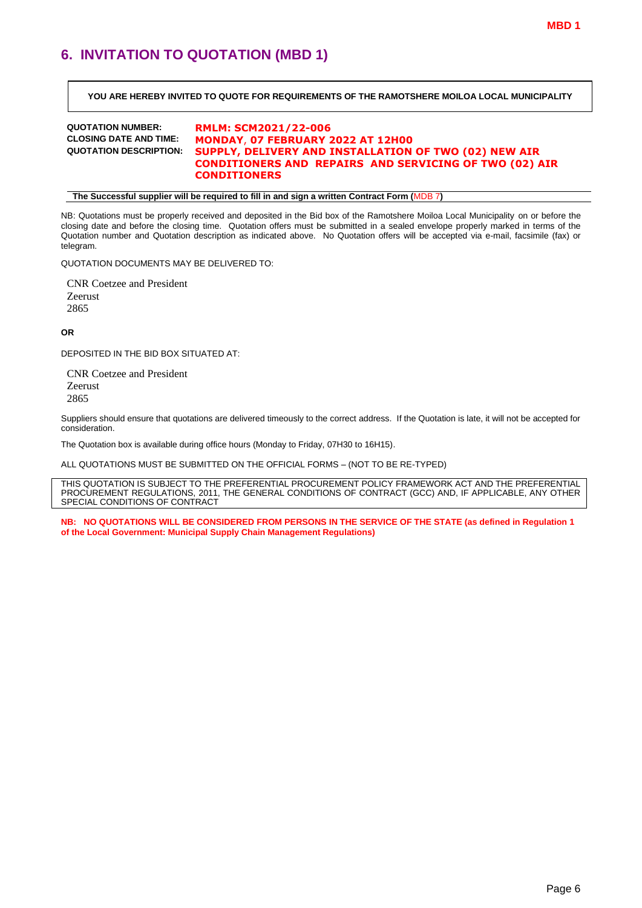MBD 1

## 6. INVITATION TO QUOTATION (MBD 1)

**YOU ARE HEREBY INVITED TO QUOTE FOR REQUIREMENTS OF THE RAMOTSHERE MOILOA LOCAL MUNICIPALITY**

| | |
|---|---|
| **QUOTATION NUMBER:** | **RMLM: SCM2021/22-006** |
| **CLOSING DATE AND TIME:** | **MONDAY, 07 FEBRUARY 2022 AT 12H00** |
| **QUOTATION DESCRIPTION:** | **SUPPLY, DELIVERY AND INSTALLATION OF TWO (02) NEW AIR CONDITIONERS AND REPAIRS AND SERVICING OF TWO (02) AIR CONDITIONERS** |

**The Successful supplier will be required to fill in and sign a written Contract Form (MDB 7)**

NB: Quotations must be properly received and deposited in the Bid box of the Ramotshere Moiloa Local Municipality on or before the closing date and before the closing time. Quotation offers must be submitted in a sealed envelope properly marked in terms of the Quotation number and Quotation description as indicated above. No Quotation offers will be accepted via e-mail, facsimile (fax) or telegram.

QUOTATION DOCUMENTS MAY BE DELIVERED TO:

CNR Coetzee and President
Zeerust
2865

**OR**

DEPOSITED IN THE BID BOX SITUATED AT:

CNR Coetzee and President
Zeerust
2865

Suppliers should ensure that quotations are delivered timeously to the correct address. If the Quotation is late, it will not be accepted for consideration.

The Quotation box is available during office hours (Monday to Friday, 07H30 to 16H15).

ALL QUOTATIONS MUST BE SUBMITTED ON THE OFFICIAL FORMS – (NOT TO BE RE-TYPED)

THIS QUOTATION IS SUBJECT TO THE PREFERENTIAL PROCUREMENT POLICY FRAMEWORK ACT AND THE PREFERENTIAL PROCUREMENT REGULATIONS, 2011, THE GENERAL CONDITIONS OF CONTRACT (GCC) AND, IF APPLICABLE, ANY OTHER SPECIAL CONDITIONS OF CONTRACT

**NB: NO QUOTATIONS WILL BE CONSIDERED FROM PERSONS IN THE SERVICE OF THE STATE (as defined in Regulation 1 of the Local Government: Municipal Supply Chain Management Regulations)**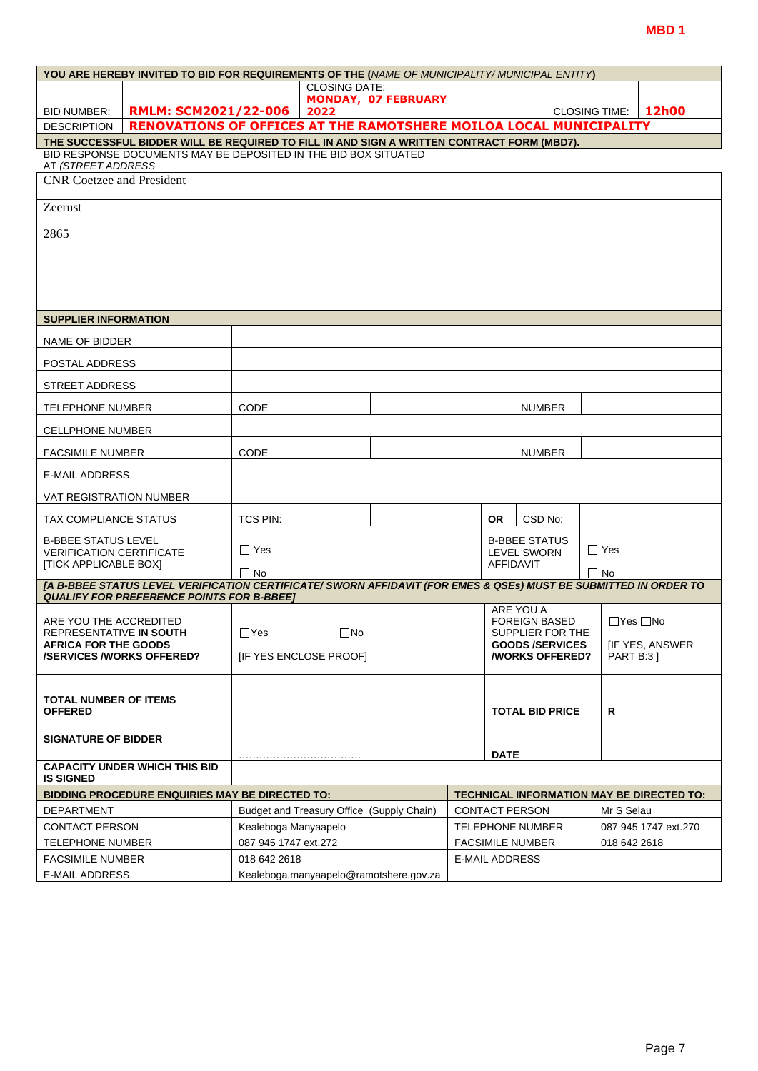**MBD 1**

| YOU ARE HEREBY INVITED TO BID FOR REQUIREMENTS OF THE (*NAME OF MUNICIPALITY/ MUNICIPAL ENTITY*) | | | | | |
|---|---|---|---|---|---|
| BID NUMBER: | **RMLM: SCM2021/22-006** | CLOSING DATE: **MONDAY, 07 FEBRUARY 2022** | | CLOSING TIME: | **12h00** |
| DESCRIPTION | **RENOVATIONS OF OFFICES AT THE RAMOTSHERE MOILOA LOCAL MUNICIPALITY** | | | | |
| **THE SUCCESSFUL BIDDER WILL BE REQUIRED TO FILL IN AND SIGN A WRITTEN CONTRACT FORM (MBD7).** | | | | | |
| BID RESPONSE DOCUMENTS MAY BE DEPOSITED IN THE BID BOX SITUATED AT *(STREET ADDRESS* | | | | | |
| CNR Coetzee and President | | | | | |
| Zeerust | | | | | |
| 2865 | | | | | |
| | | | | | |
| | | | | | |

| **SUPPLIER INFORMATION** | | | | | |
|---|---|---|---|---|---|
| NAME OF BIDDER | | | | | |
| POSTAL ADDRESS | | | | | |
| STREET ADDRESS | | | | | |
| TELEPHONE NUMBER | CODE | | NUMBER | | |
| CELLPHONE NUMBER | | | | | |
| FACSIMILE NUMBER | CODE | | NUMBER | | |
| E-MAIL ADDRESS | | | | | |
| VAT REGISTRATION NUMBER | | | | | |
| TAX COMPLIANCE STATUS | TCS PIN: | | **OR** | CSD No: | |
| B-BBEE STATUS LEVEL VERIFICATION CERTIFICATE [TICK APPLICABLE BOX] | ☐ Yes ☐ No | | B-BBEE STATUS LEVEL SWORN AFFIDAVIT | ☐ Yes ☐ No | |
| ***[A B-BBEE STATUS LEVEL VERIFICATION CERTIFICATE/ SWORN AFFIDAVIT (FOR EMES & QSEs) MUST BE SUBMITTED IN ORDER TO QUALIFY FOR PREFERENCE POINTS FOR B-BBEE]*** | | | | | |
| ARE YOU THE ACCREDITED REPRESENTATIVE **IN SOUTH AFRICA FOR THE GOODS /SERVICES /WORKS OFFERED?** | ☐Yes ☐No [IF YES ENCLOSE PROOF] | | ARE YOU A FOREIGN BASED SUPPLIER FOR **THE GOODS /SERVICES /WORKS OFFERED?** | ☐Yes ☐No [IF YES, ANSWER PART B:3 ] | |
| **TOTAL NUMBER OF ITEMS OFFERED** | | | **TOTAL BID PRICE** | **R** | |
| **SIGNATURE OF BIDDER** | ……………………………… | | **DATE** | | |
| **CAPACITY UNDER WHICH THIS BID IS SIGNED** | | | | | |

| **BIDDING PROCEDURE ENQUIRIES MAY BE DIRECTED TO:** | | **TECHNICAL INFORMATION MAY BE DIRECTED TO:** | |
|---|---|---|---|
| DEPARTMENT | Budget and Treasury Office (Supply Chain) | CONTACT PERSON | Mr S Selau |
| CONTACT PERSON | Kealeboga Manyaapelo | TELEPHONE NUMBER | 087 945 1747 ext.270 |
| TELEPHONE NUMBER | 087 945 1747 ext.272 | FACSIMILE NUMBER | 018 642 2618 |
| FACSIMILE NUMBER | 018 642 2618 | E-MAIL ADDRESS | |
| E-MAIL ADDRESS | Kealeboga.manyaapelo@ramotshere.gov.za | | |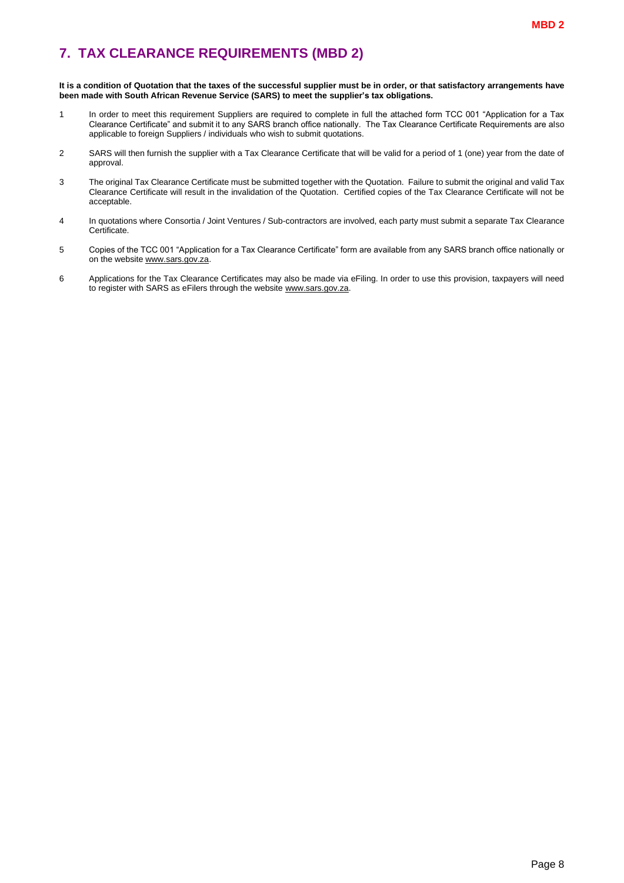# 7. TAX CLEARANCE REQUIREMENTS (MBD 2)

**It is a condition of Quotation that the taxes of the successful supplier must be in order, or that satisfactory arrangements have been made with South African Revenue Service (SARS) to meet the supplier's tax obligations.**

1. In order to meet this requirement Suppliers are required to complete in full the attached form TCC 001 "Application for a Tax Clearance Certificate" and submit it to any SARS branch office nationally. The Tax Clearance Certificate Requirements are also applicable to foreign Suppliers / individuals who wish to submit quotations.

2. SARS will then furnish the supplier with a Tax Clearance Certificate that will be valid for a period of 1 (one) year from the date of approval.

3. The original Tax Clearance Certificate must be submitted together with the Quotation. Failure to submit the original and valid Tax Clearance Certificate will result in the invalidation of the Quotation. Certified copies of the Tax Clearance Certificate will not be acceptable.

4. In quotations where Consortia / Joint Ventures / Sub-contractors are involved, each party must submit a separate Tax Clearance Certificate.

5. Copies of the TCC 001 "Application for a Tax Clearance Certificate" form are available from any SARS branch office nationally or on the website www.sars.gov.za.

6. Applications for the Tax Clearance Certificates may also be made via eFiling. In order to use this provision, taxpayers will need to register with SARS as eFilers through the website www.sars.gov.za.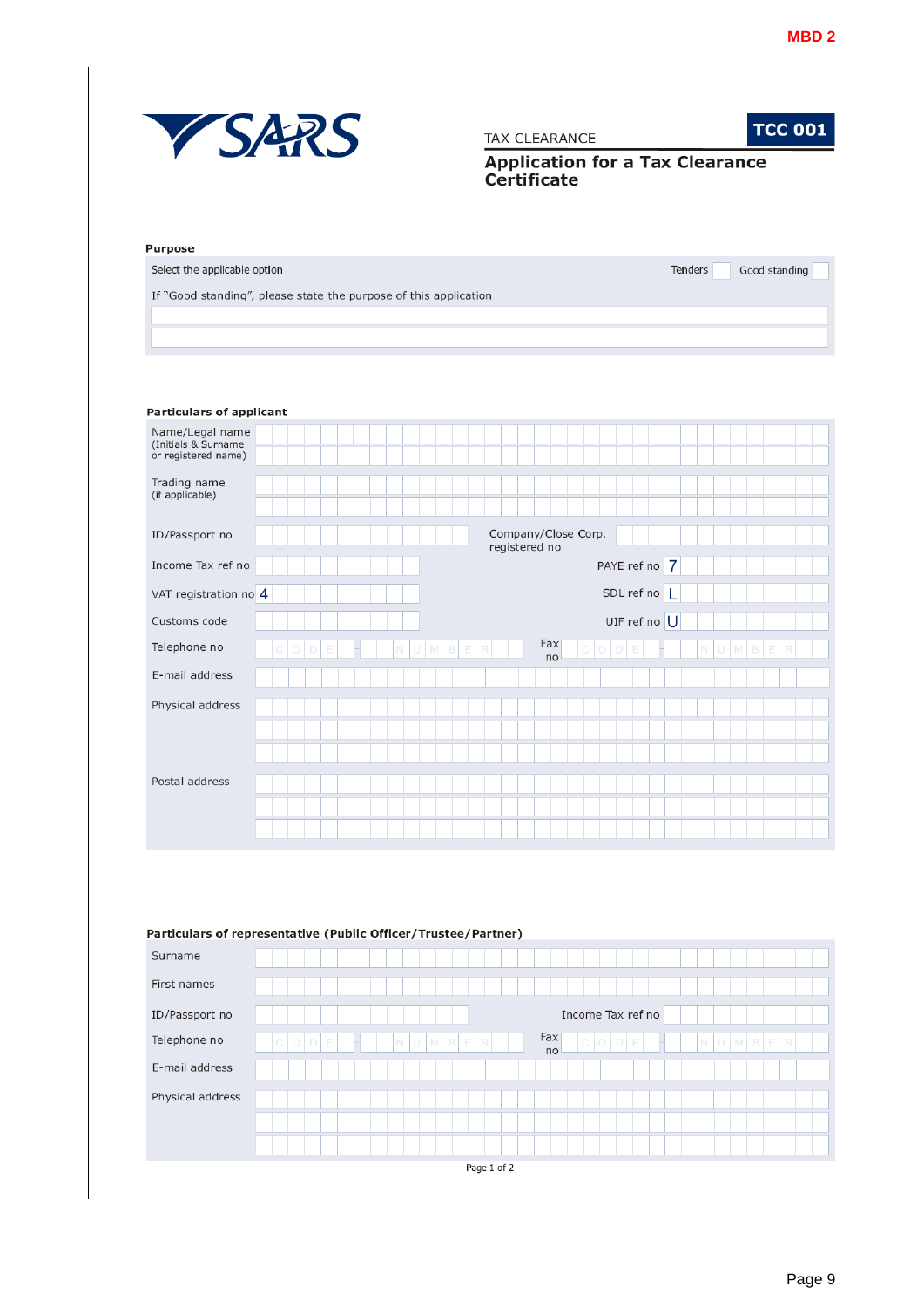MBD 2

SARS

TAX CLEARANCE

**TCC 001**

# Application for a Tax Clearance Certificate

### Purpose

Select the applicable option ........ Tenders ☐ Good standing ☐

If "Good standing", please state the purpose of this application

______________________________________________

______________________________________________

### Particulars of applicant

| | | | |
|---|---|---|---|
| Name/Legal name (Initials & Surname or registered name) | | | |
| Trading name (if applicable) | | | |
| ID/Passport no | | Company/Close Corp. registered no | |
| Income Tax ref no | | PAYE ref no | 7 |
| VAT registration no | 4 | SDL ref no | L |
| Customs code | | UIF ref no | U |
| Telephone no | CODE - NUMBER | Fax no | CODE - NUMBER |
| E-mail address | | | |
| Physical address | | | |
| Postal address | | | |

### Particulars of representative (Public Officer/Trustee/Partner)

| | | | |
|---|---|---|---|
| Surname | | | |
| First names | | | |
| ID/Passport no | | Income Tax ref no | |
| Telephone no | CODE - NUMBER | Fax no | CODE - NUMBER |
| E-mail address | | | |
| Physical address | | | |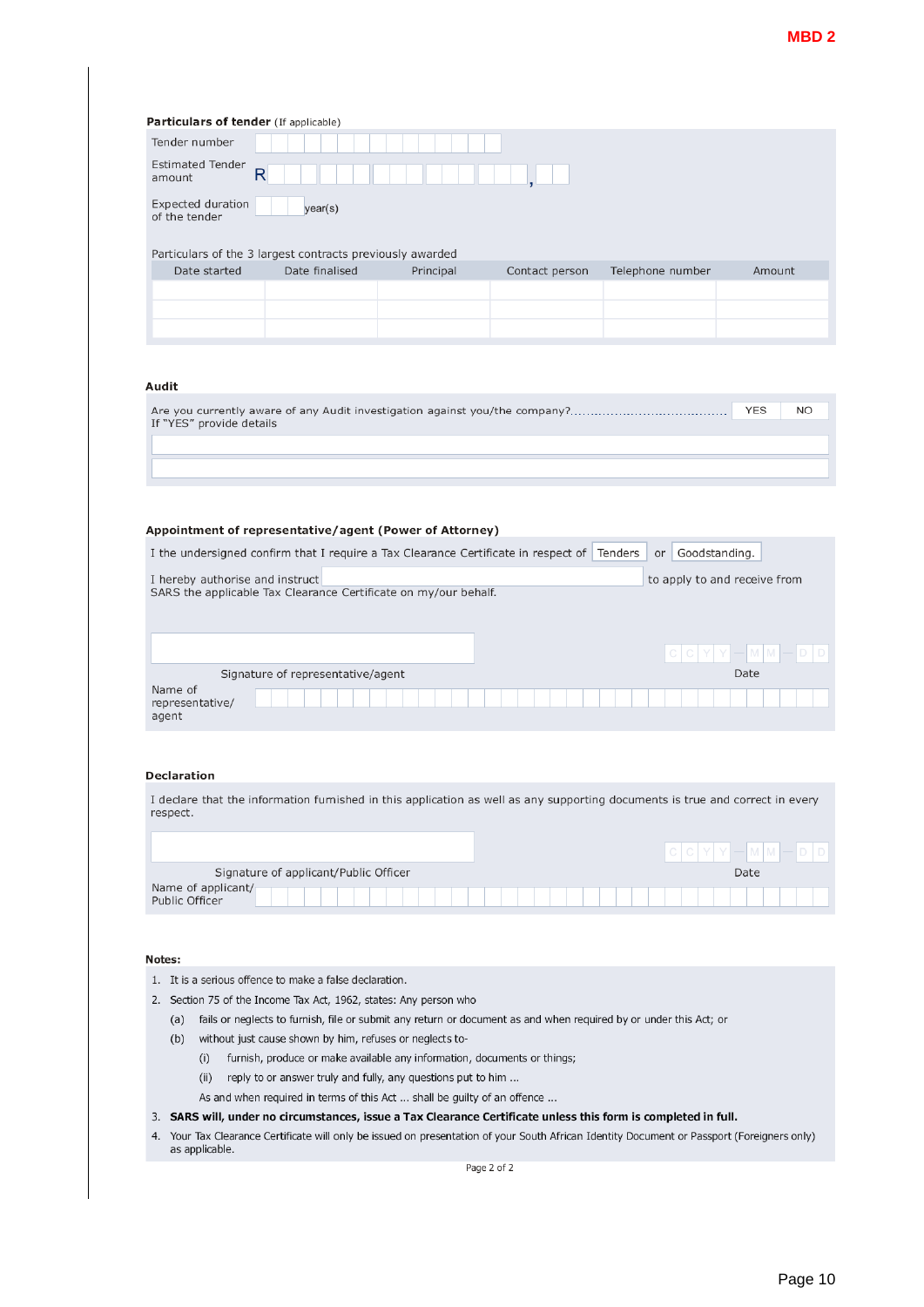MBD 2

**Particulars of tender** (If applicable)

Tender number

Estimated Tender amount R ,

Expected duration of the tender year(s)

Particulars of the 3 largest contracts previously awarded

| Date started | Date finalised | Principal | Contact person | Telephone number | Amount |
|---|---|---|---|---|---|
| | | | | | |
| | | | | | |
| | | | | | |

**Audit**

Are you currently aware of any Audit investigation against you/the company?.......................................... YES NO

If "YES" provide details

**Appointment of representative/agent (Power of Attorney)**

I the undersigned confirm that I require a Tax Clearance Certificate in respect of Tenders or Goodstanding.

I hereby authorise and instruct \_\_\_\_\_\_\_\_\_\_\_\_\_\_\_\_\_\_\_\_ to apply to and receive from SARS the applicable Tax Clearance Certificate on my/our behalf.

Signature of representative/agent

Date C C Y Y – M M – D D

Name of representative/ agent

**Declaration**

I declare that the information furnished in this application as well as any supporting documents is true and correct in every respect.

Signature of applicant/Public Officer

Date C C Y Y – M M – D D

Name of applicant/ Public Officer

**Notes:**

1. It is a serious offence to make a false declaration.
2. Section 75 of the Income Tax Act, 1962, states: Any person who
   - (a) fails or neglects to furnish, file or submit any return or document as and when required by or under this Act; or
   - (b) without just cause shown by him, refuses or neglects to-
     - (i) furnish, produce or make available any information, documents or things;
     - (ii) reply to or answer truly and fully, any questions put to him ...

   As and when required in terms of this Act ... shall be guilty of an offence ...
3. **SARS will, under no circumstances, issue a Tax Clearance Certificate unless this form is completed in full.**
4. Your Tax Clearance Certificate will only be issued on presentation of your South African Identity Document or Passport (Foreigners only) as applicable.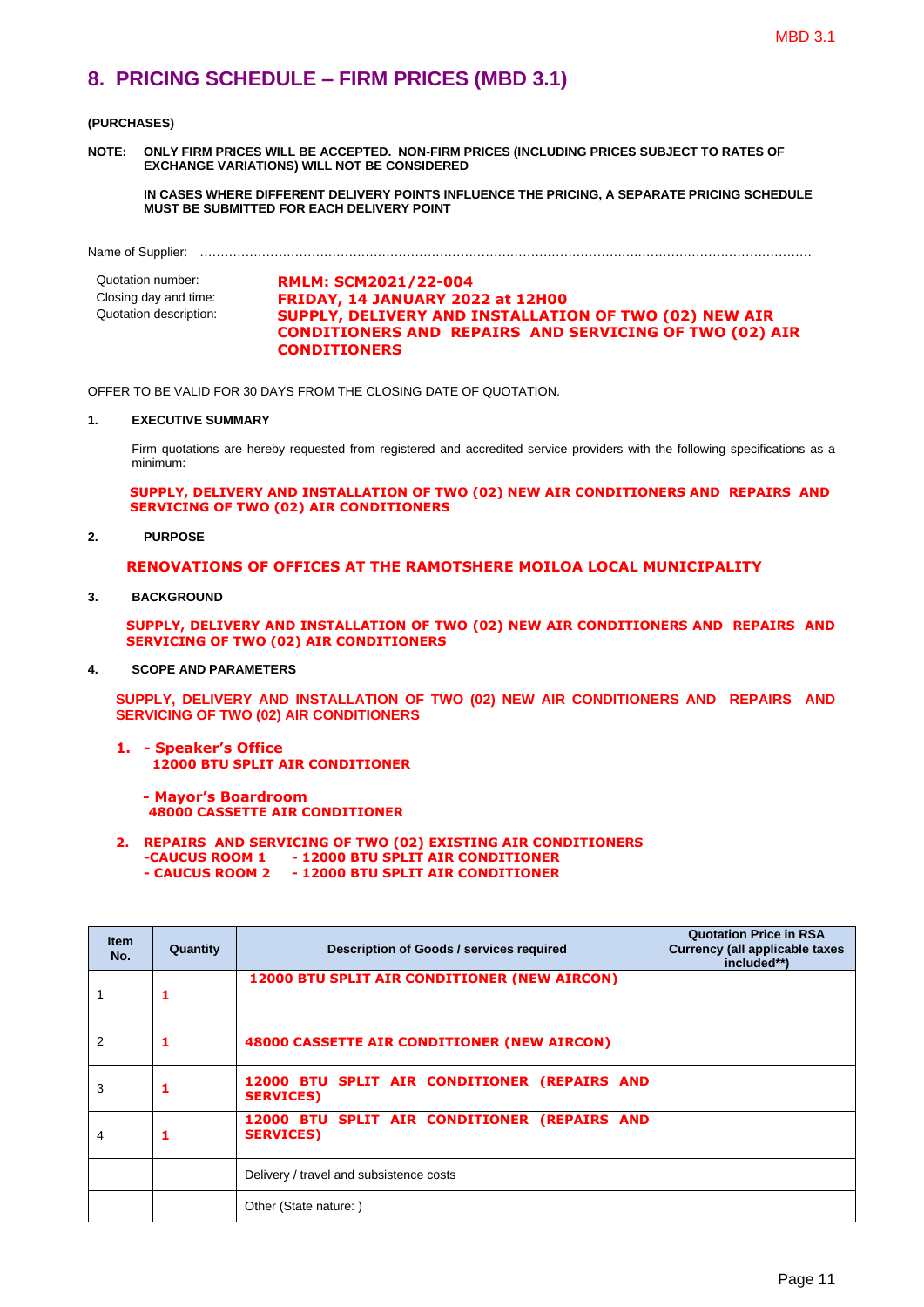## 8. PRICING SCHEDULE – FIRM PRICES (MBD 3.1)

**(PURCHASES)**

**NOTE: ONLY FIRM PRICES WILL BE ACCEPTED. NON-FIRM PRICES (INCLUDING PRICES SUBJECT TO RATES OF EXCHANGE VARIATIONS) WILL NOT BE CONSIDERED**

**IN CASES WHERE DIFFERENT DELIVERY POINTS INFLUENCE THE PRICING, A SEPARATE PRICING SCHEDULE MUST BE SUBMITTED FOR EACH DELIVERY POINT**

Name of Supplier: ……………………………………………………………………………………………………………………………

Quotation number: **RMLM: SCM2021/22-004**
Closing day and time: **FRIDAY, 14 JANUARY 2022 at 12H00**
Quotation description: **SUPPLY, DELIVERY AND INSTALLATION OF TWO (02) NEW AIR CONDITIONERS AND REPAIRS AND SERVICING OF TWO (02) AIR CONDITIONERS**

OFFER TO BE VALID FOR 30 DAYS FROM THE CLOSING DATE OF QUOTATION.

**1. EXECUTIVE SUMMARY**

Firm quotations are hereby requested from registered and accredited service providers with the following specifications as a minimum:

**SUPPLY, DELIVERY AND INSTALLATION OF TWO (02) NEW AIR CONDITIONERS AND REPAIRS AND SERVICING OF TWO (02) AIR CONDITIONERS**

**2. PURPOSE**

**RENOVATIONS OF OFFICES AT THE RAMOTSHERE MOILOA LOCAL MUNICIPALITY**

**3. BACKGROUND**

**SUPPLY, DELIVERY AND INSTALLATION OF TWO (02) NEW AIR CONDITIONERS AND REPAIRS AND SERVICING OF TWO (02) AIR CONDITIONERS**

**4. SCOPE AND PARAMETERS**

**SUPPLY, DELIVERY AND INSTALLATION OF TWO (02) NEW AIR CONDITIONERS AND REPAIRS AND SERVICING OF TWO (02) AIR CONDITIONERS**

1. **- Speaker's Office**
   **12000 BTU SPLIT AIR CONDITIONER**

   **- Mayor's Boardroom**
   **48000 CASSETTE AIR CONDITIONER**

2. **REPAIRS AND SERVICING OF TWO (02) EXISTING AIR CONDITIONERS**
   **-CAUCUS ROOM 1 - 12000 BTU SPLIT AIR CONDITIONER**
   **- CAUCUS ROOM 2 - 12000 BTU SPLIT AIR CONDITIONER**

| Item No. | Quantity | Description of Goods / services required | Quotation Price in RSA Currency (all applicable taxes included**) |
|---|---|---|---|
| 1 | 1 | 12000 BTU SPLIT AIR CONDITIONER (NEW AIRCON) | |
| 2 | 1 | 48000 CASSETTE AIR CONDITIONER (NEW AIRCON) | |
| 3 | 1 | 12000 BTU SPLIT AIR CONDITIONER (REPAIRS AND SERVICES) | |
| 4 | 1 | 12000 BTU SPLIT AIR CONDITIONER (REPAIRS AND SERVICES) | |
| | | Delivery / travel and subsistence costs | |
| | | Other (State nature: ) | |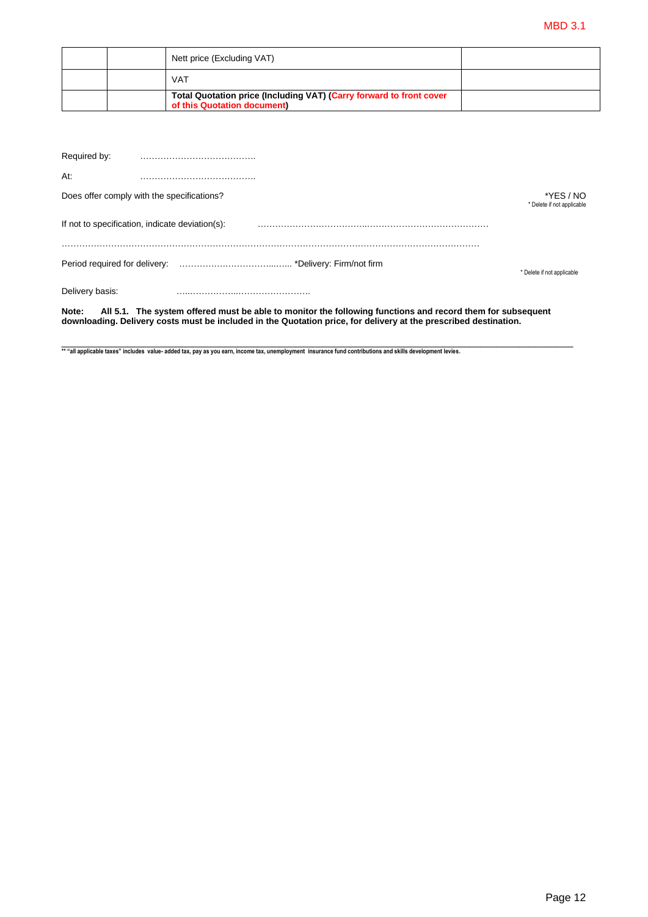| | | | |
|---|---|---|---|
| | | Nett price (Excluding VAT) | |
| | | VAT | |
| | | **Total Quotation price (Including VAT) (Carry forward to front cover of this Quotation document)** | |

Required by: …………………………………

At: …………………………………

Does offer comply with the specifications? *YES / NO
* Delete if not applicable

If not to specification, indicate deviation(s): …………………………………………………………………………

……………………………………………………………………………………………………………………………

Period required for delivery: …………………………………… *Delivery: Firm/not firm
* Delete if not applicable

Delivery basis: ……………………………………….

**Note: All 5.1. The system offered must be able to monitor the following functions and record them for subsequent downloading. Delivery costs must be included in the Quotation price, for delivery at the prescribed destination.**

---

**** "all applicable taxes" includes value- added tax, pay as you earn, income tax, unemployment insurance fund contributions and skills development levies.**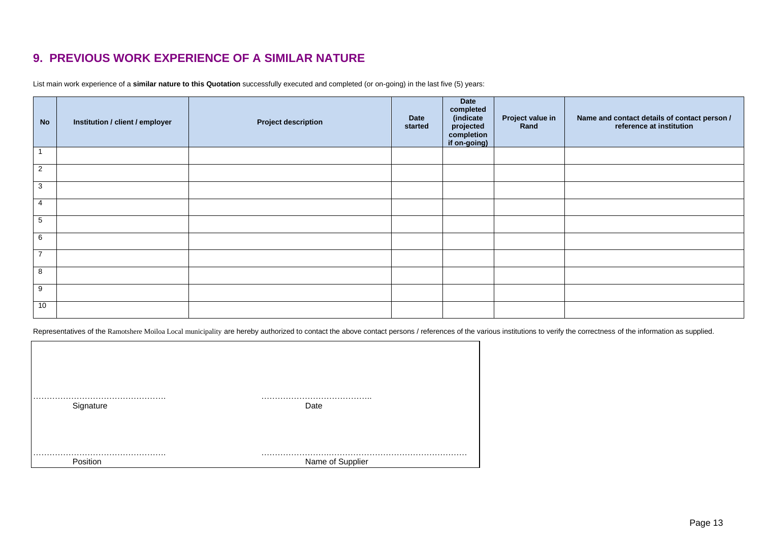## 9. PREVIOUS WORK EXPERIENCE OF A SIMILAR NATURE

List main work experience of a **similar nature to this Quotation** successfully executed and completed (or on-going) in the last five (5) years:

| No | Institution / client / employer | Project description | Date started | Date completed (indicate projected completion if on-going) | Project value in Rand | Name and contact details of contact person / reference at institution |
|---|---|---|---|---|---|---|
| 1 | | | | | | |
| 2 | | | | | | |
| 3 | | | | | | |
| 4 | | | | | | |
| 5 | | | | | | |
| 6 | | | | | | |
| 7 | | | | | | |
| 8 | | | | | | |
| 9 | | | | | | |
| 10 | | | | | | |

Representatives of the Ramotshere Moiloa Local municipality are hereby authorized to contact the above contact persons / references of the various institutions to verify the correctness of the information as supplied.

………………………………………… Signature

………………………………….. Date

………………………………………… Position

………………………………………………………………… Name of Supplier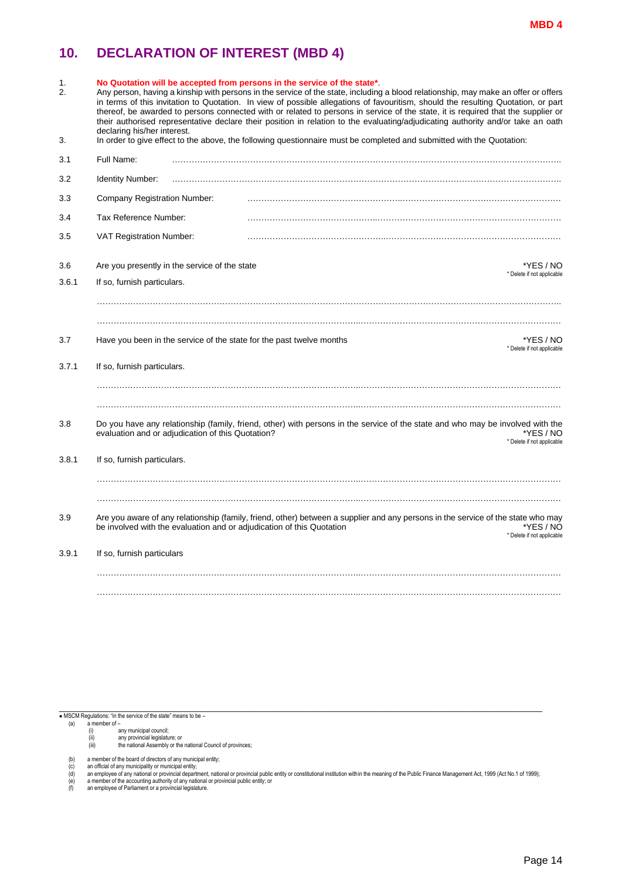**MBD 4**

# 10. DECLARATION OF INTEREST (MBD 4)

1. **No Quotation will be accepted from persons in the service of the state*.**
2. Any person, having a kinship with persons in the service of the state, including a blood relationship, may make an offer or offers in terms of this invitation to Quotation. In view of possible allegations of favouritism, should the resulting Quotation, or part thereof, be awarded to persons connected with or related to persons in service of the state, it is required that the supplier or their authorised representative declare their position in relation to the evaluating/adjudicating authority and/or take an oath declaring his/her interest.
3. In order to give effect to the above, the following questionnaire must be completed and submitted with the Quotation:

3.1 Full Name: …………………………………………………………………………………………………………

3.2 Identity Number: …………………………………………………………………………………………………………

3.3 Company Registration Number: …………………………………………………………………………………………

3.4 Tax Reference Number: …………………………………………………………………………………………

3.5 VAT Registration Number: …………………………………………………………………………………………

3.6 Are you presently in the service of the state *YES / NO
\* Delete if not applicable

3.6.1 If so, furnish particulars.

…………………………………………………………………………………………………………………………

…………………………………………………………………………………………………………………………

3.7 Have you been in the service of the state for the past twelve months *YES / NO
\* Delete if not applicable

3.7.1 If so, furnish particulars.

…………………………………………………………………………………………………………………………

…………………………………………………………………………………………………………………………

3.8 Do you have any relationship (family, friend, other) with persons in the service of the state and who may be involved with the evaluation and or adjudication of this Quotation? *YES / NO
\* Delete if not applicable

3.8.1 If so, furnish particulars.

…………………………………………………………………………………………………………………………

…………………………………………………………………………………………………………………………

3.9 Are you aware of any relationship (family, friend, other) between a supplier and any persons in the service of the state who may be involved with the evaluation and or adjudication of this Quotation *YES / NO
\* Delete if not applicable

3.9.1 If so, furnish particulars

…………………………………………………………………………………………………………………………

…………………………………………………………………………………………………………………………

---

\* MSCM Regulations: "in the service of the state" means to be –
(a) a member of –
  (i) any municipal council;
  (ii) any provincial legislature; or
  (iii) the national Assembly or the national Council of provinces;
(b) a member of the board of directors of any municipal entity;
(c) an official of any municipality or municipal entity;
(d) an employee of any national or provincial department, national or provincial public entity or constitutional institution within the meaning of the Public Finance Management Act, 1999 (Act No.1 of 1999);
(e) a member of the accounting authority of any national or provincial public entity; or
(f) an employee of Parliament or a provincial legislature.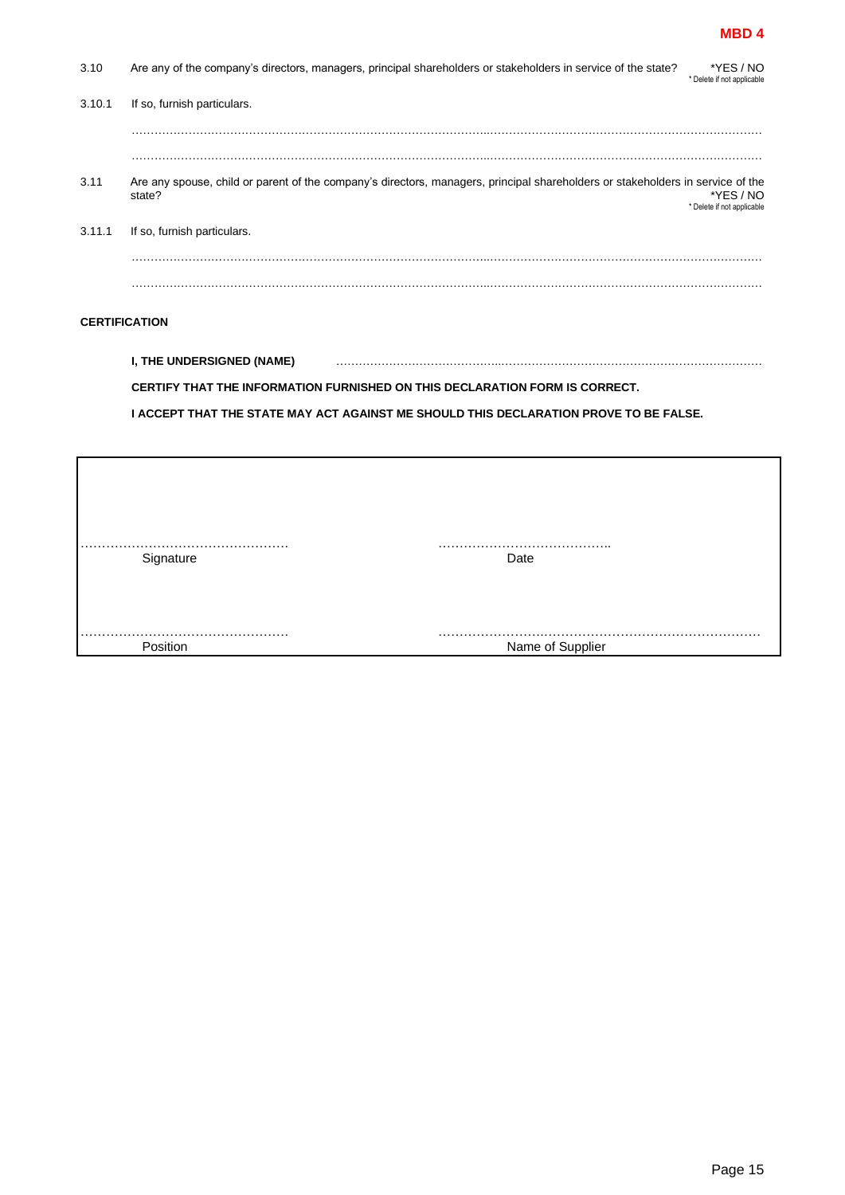3.10 Are any of the company's directors, managers, principal shareholders or stakeholders in service of the state? *YES / NO
\* Delete if not applicable

3.10.1 If so, furnish particulars.

…………………………………………………………………………………………………………………………………………………………

…………………………………………………………………………………………………………………………………………………………

3.11 Are any spouse, child or parent of the company's directors, managers, principal shareholders or stakeholders in service of the state? *YES / NO
\* Delete if not applicable

3.11.1 If so, furnish particulars.

…………………………………………………………………………………………………………………………………………………………

…………………………………………………………………………………………………………………………………………………………

**CERTIFICATION**

**I, THE UNDERSIGNED (NAME)** ……………………………………………………………………………………………

**CERTIFY THAT THE INFORMATION FURNISHED ON THIS DECLARATION FORM IS CORRECT.**

**I ACCEPT THAT THE STATE MAY ACT AGAINST ME SHOULD THIS DECLARATION PROVE TO BE FALSE.**

| | |
|---|---|
| …………………………………………<br>Signature | …………………………………..<br>Date |
| …………………………………………<br>Position | ………………………………………………………………<br>Name of Supplier |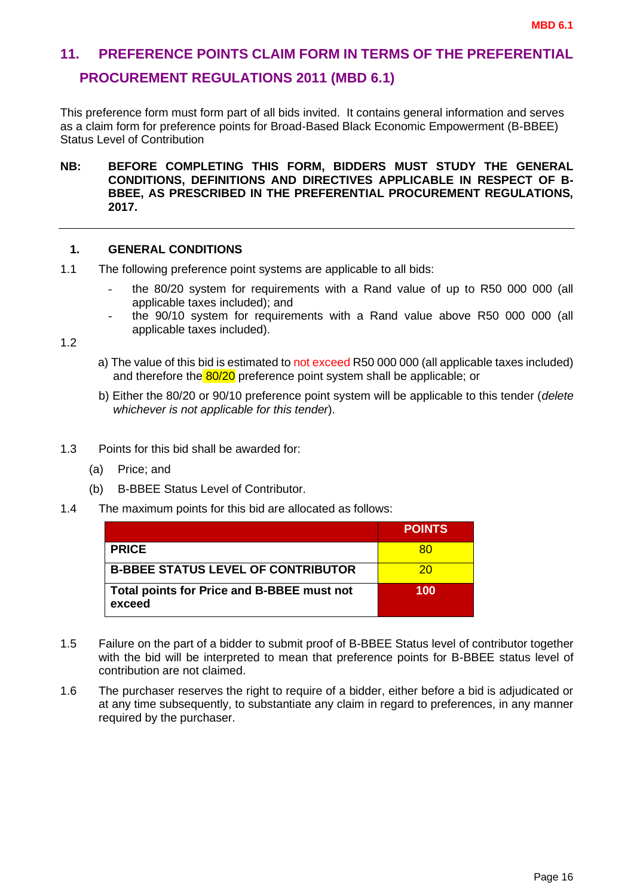MBD 6.1

## 11. PREFERENCE POINTS CLAIM FORM IN TERMS OF THE PREFERENTIAL PROCUREMENT REGULATIONS 2011 (MBD 6.1)

This preference form must form part of all bids invited. It contains general information and serves as a claim form for preference points for Broad-Based Black Economic Empowerment (B-BBEE) Status Level of Contribution

**NB: BEFORE COMPLETING THIS FORM, BIDDERS MUST STUDY THE GENERAL CONDITIONS, DEFINITIONS AND DIRECTIVES APPLICABLE IN RESPECT OF B-BBEE, AS PRESCRIBED IN THE PREFERENTIAL PROCUREMENT REGULATIONS, 2017.**

---

### 1. GENERAL CONDITIONS

1.1 The following preference point systems are applicable to all bids:

- the 80/20 system for requirements with a Rand value of up to R50 000 000 (all applicable taxes included); and
- the 90/10 system for requirements with a Rand value above R50 000 000 (all applicable taxes included).

1.2

a) The value of this bid is estimated to not exceed R50 000 000 (all applicable taxes included) and therefore the 80/20 preference point system shall be applicable; or

b) Either the 80/20 or 90/10 preference point system will be applicable to this tender (*delete whichever is not applicable for this tender*).

1.3 Points for this bid shall be awarded for:

(a) Price; and

(b) B-BBEE Status Level of Contributor.

1.4 The maximum points for this bid are allocated as follows:

| | POINTS |
|---|---|
| **PRICE** | 80 |
| **B-BBEE STATUS LEVEL OF CONTRIBUTOR** | 20 |
| **Total points for Price and B-BBEE must not exceed** | **100** |

1.5 Failure on the part of a bidder to submit proof of B-BBEE Status level of contributor together with the bid will be interpreted to mean that preference points for B-BBEE status level of contribution are not claimed.

1.6 The purchaser reserves the right to require of a bidder, either before a bid is adjudicated or at any time subsequently, to substantiate any claim in regard to preferences, in any manner required by the purchaser.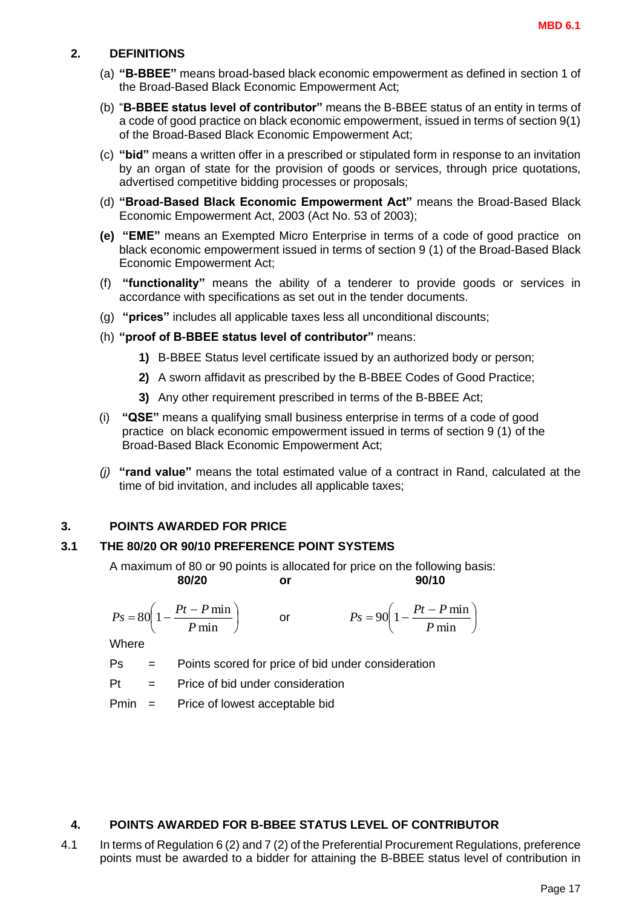## 2. DEFINITIONS

(a) **"B-BBEE"** means broad-based black economic empowerment as defined in section 1 of the Broad-Based Black Economic Empowerment Act;

(b) "**B-BBEE status level of contributor"** means the B-BBEE status of an entity in terms of a code of good practice on black economic empowerment, issued in terms of section 9(1) of the Broad-Based Black Economic Empowerment Act;

(c) **"bid"** means a written offer in a prescribed or stipulated form in response to an invitation by an organ of state for the provision of goods or services, through price quotations, advertised competitive bidding processes or proposals;

(d) **"Broad-Based Black Economic Empowerment Act"** means the Broad-Based Black Economic Empowerment Act, 2003 (Act No. 53 of 2003);

**(e)** **"EME"** means an Exempted Micro Enterprise in terms of a code of good practice on black economic empowerment issued in terms of section 9 (1) of the Broad-Based Black Economic Empowerment Act;

(f) **"functionality"** means the ability of a tenderer to provide goods or services in accordance with specifications as set out in the tender documents.

(g) **"prices"** includes all applicable taxes less all unconditional discounts;

(h) **"proof of B-BBEE status level of contributor"** means:

**1)** B-BBEE Status level certificate issued by an authorized body or person;

**2)** A sworn affidavit as prescribed by the B-BBEE Codes of Good Practice;

**3)** Any other requirement prescribed in terms of the B-BBEE Act;

(i) **"QSE"** means a qualifying small business enterprise in terms of a code of good practice on black economic empowerment issued in terms of section 9 (1) of the Broad-Based Black Economic Empowerment Act;

*(j)* **"rand value"** means the total estimated value of a contract in Rand, calculated at the time of bid invitation, and includes all applicable taxes;

## 3. POINTS AWARDED FOR PRICE

### 3.1 THE 80/20 OR 90/10 PREFERENCE POINT SYSTEMS

A maximum of 80 or 90 points is allocated for price on the following basis:

**80/20** **or** **90/10**

$$Ps = 80\left(1 - \frac{Pt - P\min}{P\min}\right) \quad \text{or} \quad Ps = 90\left(1 - \frac{Pt - P\min}{P\min}\right)$$

Where

Ps = Points scored for price of bid under consideration

Pt = Price of bid under consideration

Pmin = Price of lowest acceptable bid

## 4. POINTS AWARDED FOR B-BBEE STATUS LEVEL OF CONTRIBUTOR

4.1 In terms of Regulation 6 (2) and 7 (2) of the Preferential Procurement Regulations, preference points must be awarded to a bidder for attaining the B-BBEE status level of contribution in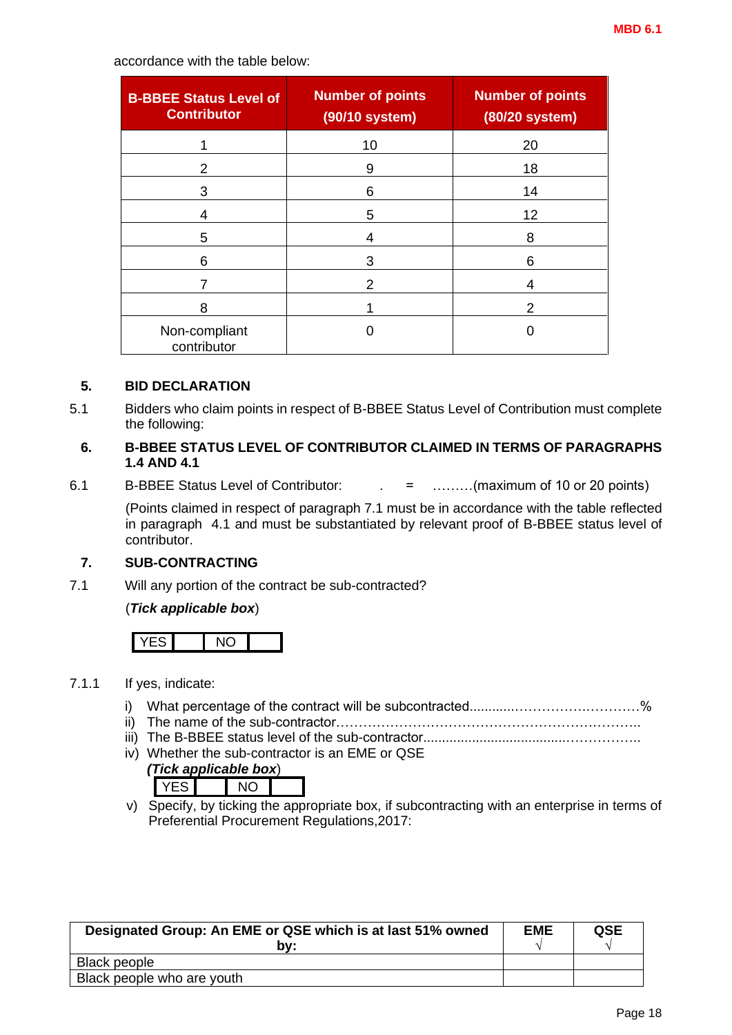accordance with the table below:

| B-BBEE Status Level of Contributor | Number of points (90/10 system) | Number of points (80/20 system) |
|---|---|---|
| 1 | 10 | 20 |
| 2 | 9 | 18 |
| 3 | 6 | 14 |
| 4 | 5 | 12 |
| 5 | 4 | 8 |
| 6 | 3 | 6 |
| 7 | 2 | 4 |
| 8 | 1 | 2 |
| Non-compliant contributor | 0 | 0 |

## 5. BID DECLARATION

5.1 Bidders who claim points in respect of B-BBEE Status Level of Contribution must complete the following:

## 6. B-BBEE STATUS LEVEL OF CONTRIBUTOR CLAIMED IN TERMS OF PARAGRAPHS 1.4 AND 4.1

6.1 B-BBEE Status Level of Contributor: . = ………(maximum of 10 or 20 points)

(Points claimed in respect of paragraph 7.1 must be in accordance with the table reflected in paragraph 4.1 and must be substantiated by relevant proof of B-BBEE status level of contributor.

## 7. SUB-CONTRACTING

7.1 Will any portion of the contract be sub-contracted?

(***Tick applicable box***)

| YES | | NO | |
|---|---|---|---|

7.1.1 If yes, indicate:

i) What percentage of the contract will be subcontracted............…………….………%
ii) The name of the sub-contractor…………………………………………………………..
iii) The B-BBEE status level of the sub-contractor......................................……………..
iv) Whether the sub-contractor is an EME or QSE
   ***(Tick applicable box***)

| YES | | NO | |
|---|---|---|---|

v) Specify, by ticking the appropriate box, if subcontracting with an enterprise in terms of Preferential Procurement Regulations,2017:

| Designated Group: An EME or QSE which is at last 51% owned by: | EME √ | QSE √ |
|---|---|---|
| Black people | | |
| Black people who are youth | | |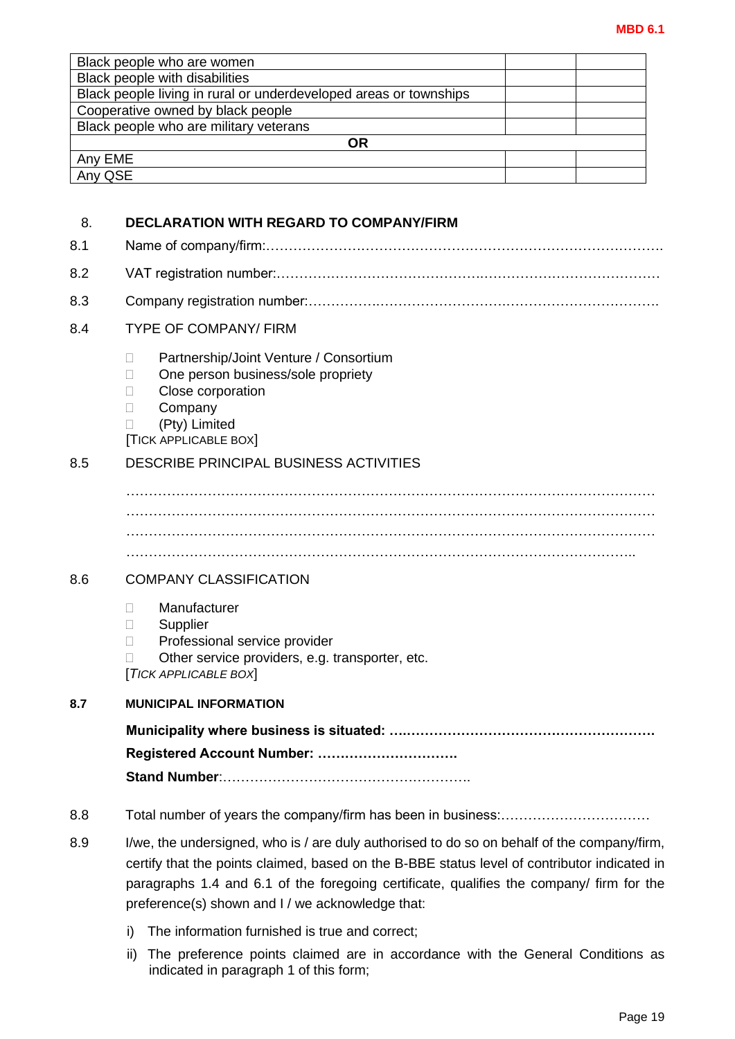| | | |
|---|---|---|
| Black people who are women | | |
| Black people with disabilities | | |
| Black people living in rural or underdeveloped areas or townships | | |
| Cooperative owned by black people | | |
| Black people who are military veterans | | |
| **OR** | | |
| Any EME | | |
| Any QSE | | |

## 8. DECLARATION WITH REGARD TO COMPANY/FIRM

8.1 Name of company/firm:…………………………………………………………………………….

8.2 VAT registration number:……………………………………………………………………………

8.3 Company registration number:…………………………………………………………………….

8.4 TYPE OF COMPANY/ FIRM

- Partnership/Joint Venture / Consortium
- One person business/sole propriety
- Close corporation
- Company
- (Pty) Limited

[TICK APPLICABLE BOX]

8.5 DESCRIBE PRINCIPAL BUSINESS ACTIVITIES

……………………………………………………………………………………………………
……………………………………………………………………………………………………
……………………………………………………………………………………………………
…………………………………………………………………………………………………..

8.6 COMPANY CLASSIFICATION

- Manufacturer
- Supplier
- Professional service provider
- Other service providers, e.g. transporter, etc.

[*TICK APPLICABLE BOX*]

**8.7 MUNICIPAL INFORMATION**

**Municipality where business is situated: ………………………………………………….**

**Registered Account Number: ………………………….**

**Stand Number**:……………………………………………….

8.8 Total number of years the company/firm has been in business:……………………………

8.9 I/we, the undersigned, who is / are duly authorised to do so on behalf of the company/firm, certify that the points claimed, based on the B-BBE status level of contributor indicated in paragraphs 1.4 and 6.1 of the foregoing certificate, qualifies the company/ firm for the preference(s) shown and I / we acknowledge that:

i) The information furnished is true and correct;

ii) The preference points claimed are in accordance with the General Conditions as indicated in paragraph 1 of this form;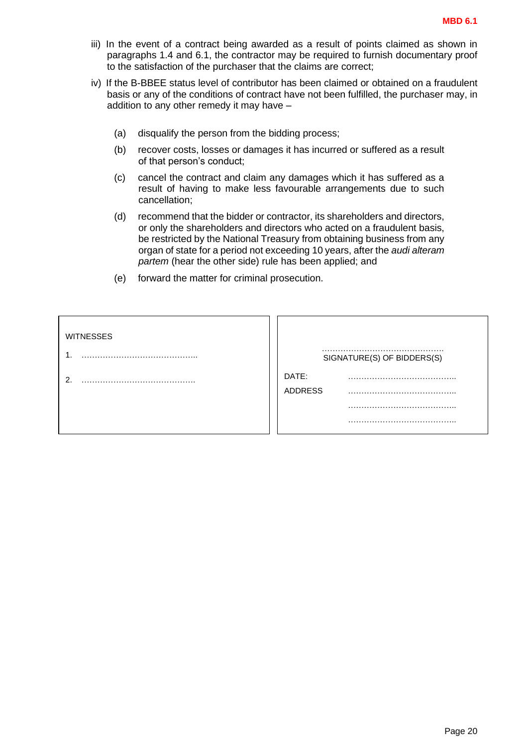iii) In the event of a contract being awarded as a result of points claimed as shown in paragraphs 1.4 and 6.1, the contractor may be required to furnish documentary proof to the satisfaction of the purchaser that the claims are correct;

iv) If the B-BBEE status level of contributor has been claimed or obtained on a fraudulent basis or any of the conditions of contract have not been fulfilled, the purchaser may, in addition to any other remedy it may have –

   (a) disqualify the person from the bidding process;

   (b) recover costs, losses or damages it has incurred or suffered as a result of that person's conduct;

   (c) cancel the contract and claim any damages which it has suffered as a result of having to make less favourable arrangements due to such cancellation;

   (d) recommend that the bidder or contractor, its shareholders and directors, or only the shareholders and directors who acted on a fraudulent basis, be restricted by the National Treasury from obtaining business from any organ of state for a period not exceeding 10 years, after the *audi alteram partem* (hear the other side) rule has been applied; and

   (e) forward the matter for criminal prosecution.

| WITNESSES | |
|---|---|
| 1. …………………………………….. | ………………………………………. SIGNATURE(S) OF BIDDERS(S) |
| 2. ……………………………………. | DATE: ………………………………….. |
| | ADDRESS ………………………………….. |
| | ………………………………….. |
| | ………………………………….. |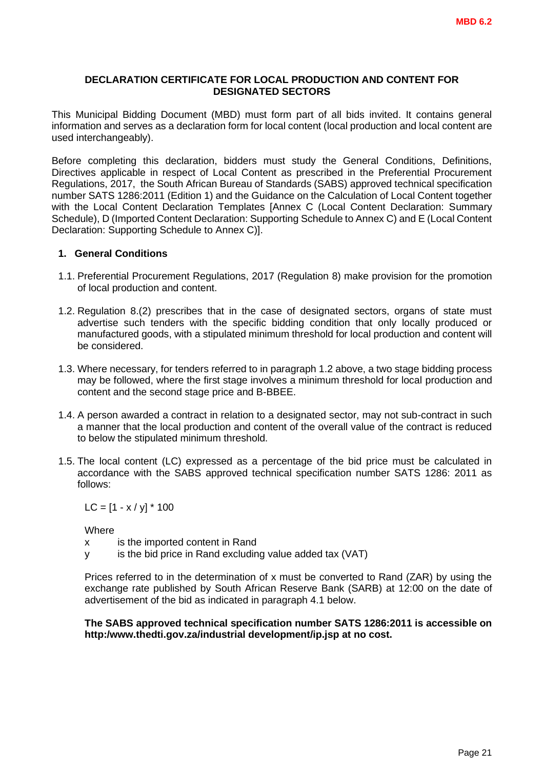MBD 6.2

**DECLARATION CERTIFICATE FOR LOCAL PRODUCTION AND CONTENT FOR DESIGNATED SECTORS**

This Municipal Bidding Document (MBD) must form part of all bids invited. It contains general information and serves as a declaration form for local content (local production and local content are used interchangeably).

Before completing this declaration, bidders must study the General Conditions, Definitions, Directives applicable in respect of Local Content as prescribed in the Preferential Procurement Regulations, 2017, the South African Bureau of Standards (SABS) approved technical specification number SATS 1286:2011 (Edition 1) and the Guidance on the Calculation of Local Content together with the Local Content Declaration Templates [Annex C (Local Content Declaration: Summary Schedule), D (Imported Content Declaration: Supporting Schedule to Annex C) and E (Local Content Declaration: Supporting Schedule to Annex C)].

**1. General Conditions**

1.1. Preferential Procurement Regulations, 2017 (Regulation 8) make provision for the promotion of local production and content.

1.2. Regulation 8.(2) prescribes that in the case of designated sectors, organs of state must advertise such tenders with the specific bidding condition that only locally produced or manufactured goods, with a stipulated minimum threshold for local production and content will be considered.

1.3. Where necessary, for tenders referred to in paragraph 1.2 above, a two stage bidding process may be followed, where the first stage involves a minimum threshold for local production and content and the second stage price and B-BBEE.

1.4. A person awarded a contract in relation to a designated sector, may not sub-contract in such a manner that the local production and content of the overall value of the contract is reduced to below the stipulated minimum threshold.

1.5. The local content (LC) expressed as a percentage of the bid price must be calculated in accordance with the SABS approved technical specification number SATS 1286: 2011 as follows:

$$LC = [1 - x / y] * 100$$

Where

$x$ is the imported content in Rand

$y$ is the bid price in Rand excluding value added tax (VAT)

Prices referred to in the determination of $x$ must be converted to Rand (ZAR) by using the exchange rate published by South African Reserve Bank (SARB) at 12:00 on the date of advertisement of the bid as indicated in paragraph 4.1 below.

**The SABS approved technical specification number SATS 1286:2011 is accessible on http:/www.thedti.gov.za/industrial development/ip.jsp at no cost.**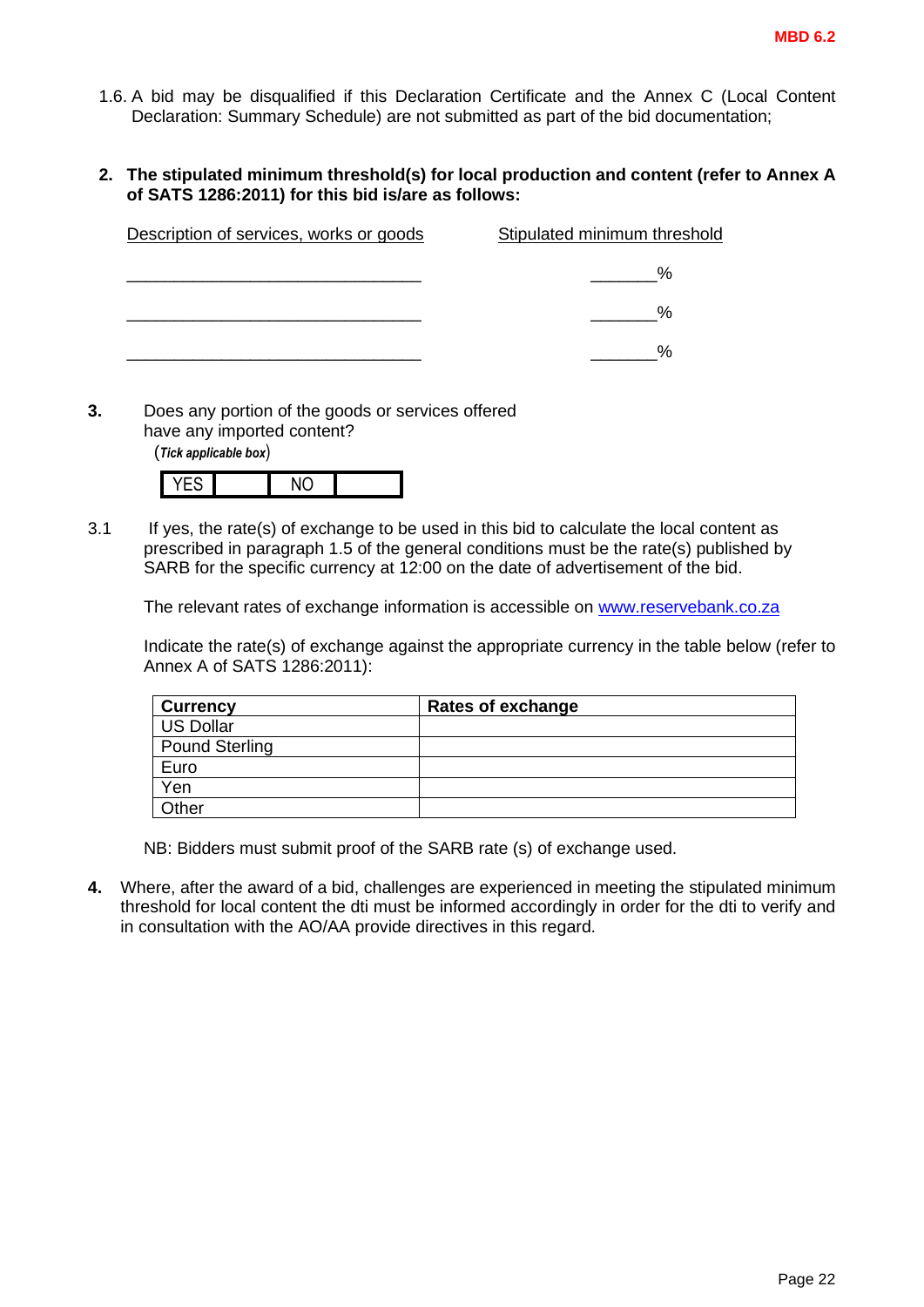MBD 6.2

1.6. A bid may be disqualified if this Declaration Certificate and the Annex C (Local Content Declaration: Summary Schedule) are not submitted as part of the bid documentation;

**2. The stipulated minimum threshold(s) for local production and content (refer to Annex A of SATS 1286:2011) for this bid is/are as follows:**

| Description of services, works or goods | Stipulated minimum threshold |
|---|---|
| _______________________________ | _______% |
| _______________________________ | _______% |
| _______________________________ | _______% |

**3.** Does any portion of the goods or services offered have any imported content?
(*Tick applicable box*)

| YES | | NO | |
|---|---|---|---|

3.1 If yes, the rate(s) of exchange to be used in this bid to calculate the local content as prescribed in paragraph 1.5 of the general conditions must be the rate(s) published by SARB for the specific currency at 12:00 on the date of advertisement of the bid.

The relevant rates of exchange information is accessible on [www.reservebank.co.za](http://www.reservebank.co.za)

Indicate the rate(s) of exchange against the appropriate currency in the table below (refer to Annex A of SATS 1286:2011):

| **Currency** | **Rates of exchange** |
|---|---|
| US Dollar | |
| Pound Sterling | |
| Euro | |
| Yen | |
| Other | |

NB: Bidders must submit proof of the SARB rate (s) of exchange used.

**4.** Where, after the award of a bid, challenges are experienced in meeting the stipulated minimum threshold for local content the dti must be informed accordingly in order for the dti to verify and in consultation with the AO/AA provide directives in this regard.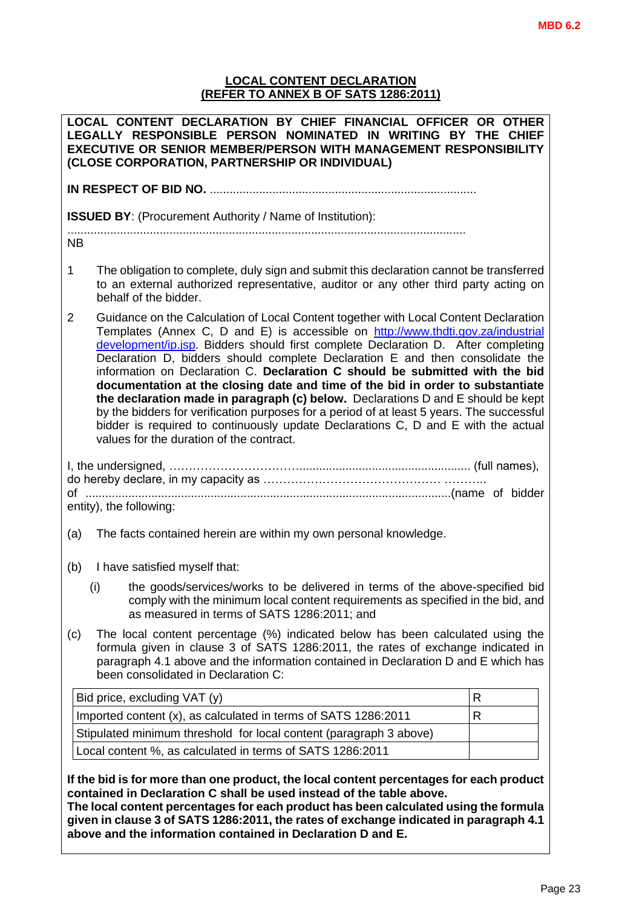MBD 6.2

**LOCAL CONTENT DECLARATION**
**(REFER TO ANNEX B OF SATS 1286:2011)**

**LOCAL CONTENT DECLARATION BY CHIEF FINANCIAL OFFICER OR OTHER LEGALLY RESPONSIBLE PERSON NOMINATED IN WRITING BY THE CHIEF EXECUTIVE OR SENIOR MEMBER/PERSON WITH MANAGEMENT RESPONSIBILITY (CLOSE CORPORATION, PARTNERSHIP OR INDIVIDUAL)**

**IN RESPECT OF BID NO.** .................................................................................

**ISSUED BY**: (Procurement Authority / Name of Institution):

.........................................................................................................................

NB

1. The obligation to complete, duly sign and submit this declaration cannot be transferred to an external authorized representative, auditor or any other third party acting on behalf of the bidder.

2. Guidance on the Calculation of Local Content together with Local Content Declaration Templates (Annex C, D and E) is accessible on [http://www.thdti.gov.za/industrial development/ip.jsp](http://www.thdti.gov.za/industrial%20development/ip.jsp). Bidders should first complete Declaration D. After completing Declaration D, bidders should complete Declaration E and then consolidate the information on Declaration C. **Declaration C should be submitted with the bid documentation at the closing date and time of the bid in order to substantiate the declaration made in paragraph (c) below.** Declarations D and E should be kept by the bidders for verification purposes for a period of at least 5 years. The successful bidder is required to continuously update Declarations C, D and E with the actual values for the duration of the contract.

I, the undersigned, …………………………….................................................... (full names), do hereby declare, in my capacity as ……………………………………… ……….. of ...............................................................................................................(name of bidder entity), the following:

(a) The facts contained herein are within my own personal knowledge.

(b) I have satisfied myself that:

 (i) the goods/services/works to be delivered in terms of the above-specified bid comply with the minimum local content requirements as specified in the bid, and as measured in terms of SATS 1286:2011; and

(c) The local content percentage (%) indicated below has been calculated using the formula given in clause 3 of SATS 1286:2011, the rates of exchange indicated in paragraph 4.1 above and the information contained in Declaration D and E which has been consolidated in Declaration C:

| | |
|---|---|
| Bid price, excluding VAT (y) | R |
| Imported content (x), as calculated in terms of SATS 1286:2011 | R |
| Stipulated minimum threshold for local content (paragraph 3 above) | |
| Local content %, as calculated in terms of SATS 1286:2011 | |

**If the bid is for more than one product, the local content percentages for each product contained in Declaration C shall be used instead of the table above.**
**The local content percentages for each product has been calculated using the formula given in clause 3 of SATS 1286:2011, the rates of exchange indicated in paragraph 4.1 above and the information contained in Declaration D and E.**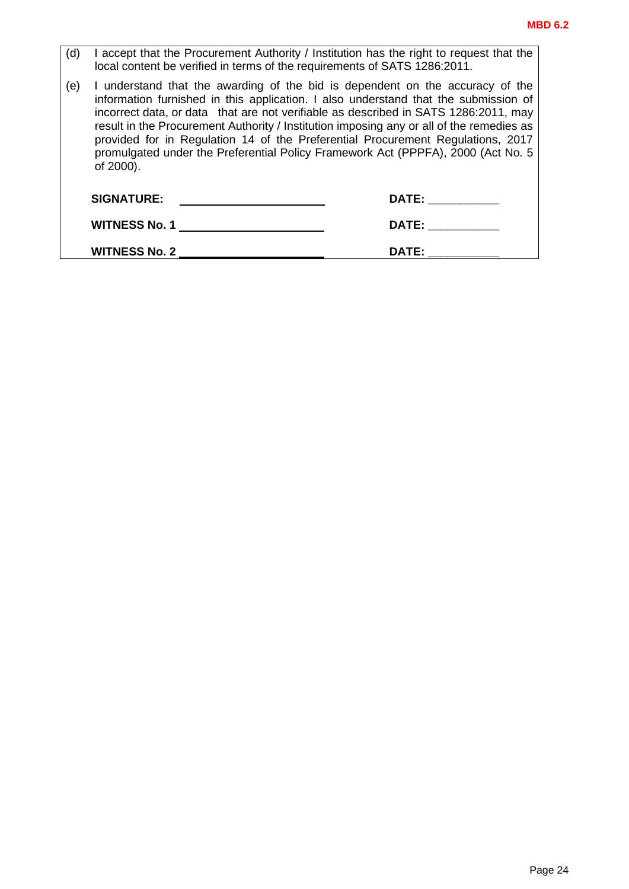(d) I accept that the Procurement Authority / Institution has the right to request that the local content be verified in terms of the requirements of SATS 1286:2011.

(e) I understand that the awarding of the bid is dependent on the accuracy of the information furnished in this application. I also understand that the submission of incorrect data, or data that are not verifiable as described in SATS 1286:2011, may result in the Procurement Authority / Institution imposing any or all of the remedies as provided for in Regulation 14 of the Preferential Procurement Regulations, 2017 promulgated under the Preferential Policy Framework Act (PPPFA), 2000 (Act No. 5 of 2000).

**SIGNATURE:** ______________________ **DATE:** ___________

**WITNESS No. 1** ______________________ **DATE:** ___________

**WITNESS No. 2** ______________________ **DATE:** ___________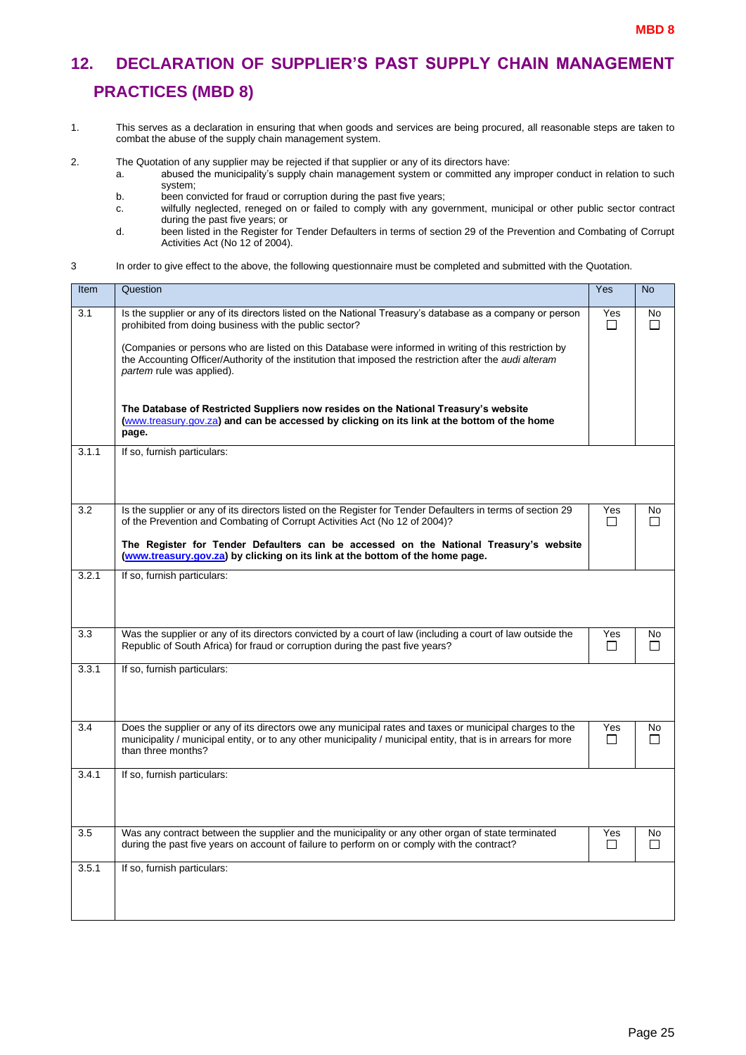MBD 8

# 12. DECLARATION OF SUPPLIER'S PAST SUPPLY CHAIN MANAGEMENT PRACTICES (MBD 8)

1. This serves as a declaration in ensuring that when goods and services are being procured, all reasonable steps are taken to combat the abuse of the supply chain management system.

2. The Quotation of any supplier may be rejected if that supplier or any of its directors have:
   a. abused the municipality's supply chain management system or committed any improper conduct in relation to such system;
   b. been convicted for fraud or corruption during the past five years;
   c. wilfully neglected, reneged on or failed to comply with any government, municipal or other public sector contract during the past five years; or
   d. been listed in the Register for Tender Defaulters in terms of section 29 of the Prevention and Combating of Corrupt Activities Act (No 12 of 2004).

3 In order to give effect to the above, the following questionnaire must be completed and submitted with the Quotation.

| Item | Question | Yes | No |
|---|---|---|---|
| 3.1 | Is the supplier or any of its directors listed on the National Treasury's database as a company or person prohibited from doing business with the public sector?<br><br>(Companies or persons who are listed on this Database were informed in writing of this restriction by the Accounting Officer/Authority of the institution that imposed the restriction after the *audi alteram partem* rule was applied).<br><br>**The Database of Restricted Suppliers now resides on the National Treasury's website (www.treasury.gov.za) and can be accessed by clicking on its link at the bottom of the home page.** | Yes ☐ | No ☐ |
| 3.1.1 | If so, furnish particulars: | | |
| 3.2 | Is the supplier or any of its directors listed on the Register for Tender Defaulters in terms of section 29 of the Prevention and Combating of Corrupt Activities Act (No 12 of 2004)?<br><br>**The Register for Tender Defaulters can be accessed on the National Treasury's website (www.treasury.gov.za) by clicking on its link at the bottom of the home page.** | Yes ☐ | No ☐ |
| 3.2.1 | If so, furnish particulars: | | |
| 3.3 | Was the supplier or any of its directors convicted by a court of law (including a court of law outside the Republic of South Africa) for fraud or corruption during the past five years? | Yes ☐ | No ☐ |
| 3.3.1 | If so, furnish particulars: | | |
| 3.4 | Does the supplier or any of its directors owe any municipal rates and taxes or municipal charges to the municipality / municipal entity, or to any other municipality / municipal entity, that is in arrears for more than three months? | Yes ☐ | No ☐ |
| 3.4.1 | If so, furnish particulars: | | |
| 3.5 | Was any contract between the supplier and the municipality or any other organ of state terminated during the past five years on account of failure to perform on or comply with the contract? | Yes ☐ | No ☐ |
| 3.5.1 | If so, furnish particulars: | | |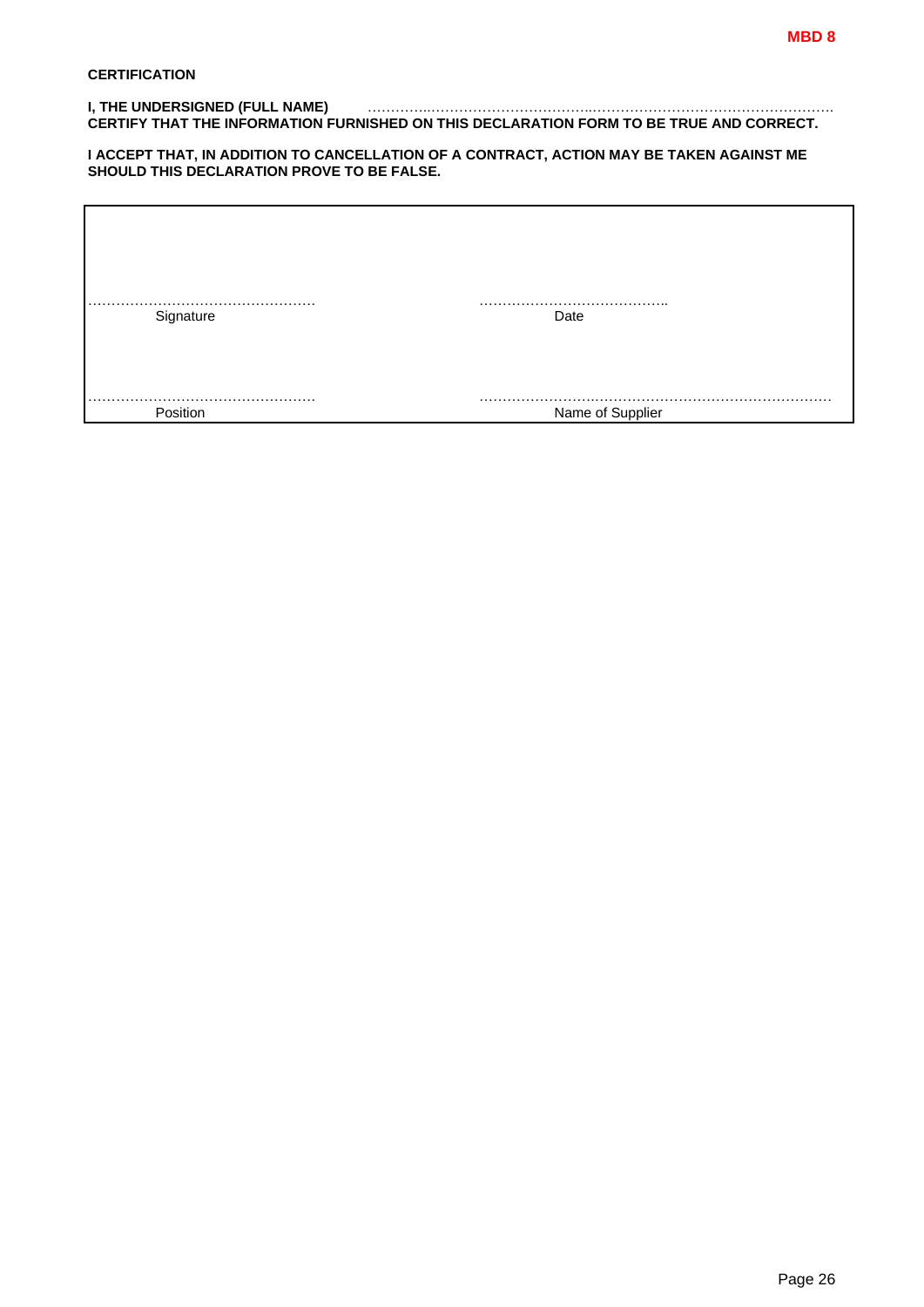**MBD 8**

**CERTIFICATION**

**I, THE UNDERSIGNED (FULL NAME)** ……………………………………………………………………………………………
**CERTIFY THAT THE INFORMATION FURNISHED ON THIS DECLARATION FORM TO BE TRUE AND CORRECT.**

**I ACCEPT THAT, IN ADDITION TO CANCELLATION OF A CONTRACT, ACTION MAY BE TAKEN AGAINST ME SHOULD THIS DECLARATION PROVE TO BE FALSE.**

| | |
|---|---|
| …………………………………………<br>Signature | …………………………………..<br>Date |
| …………………………………………<br>Position | ……………………………………………………………………<br>Name of Supplier |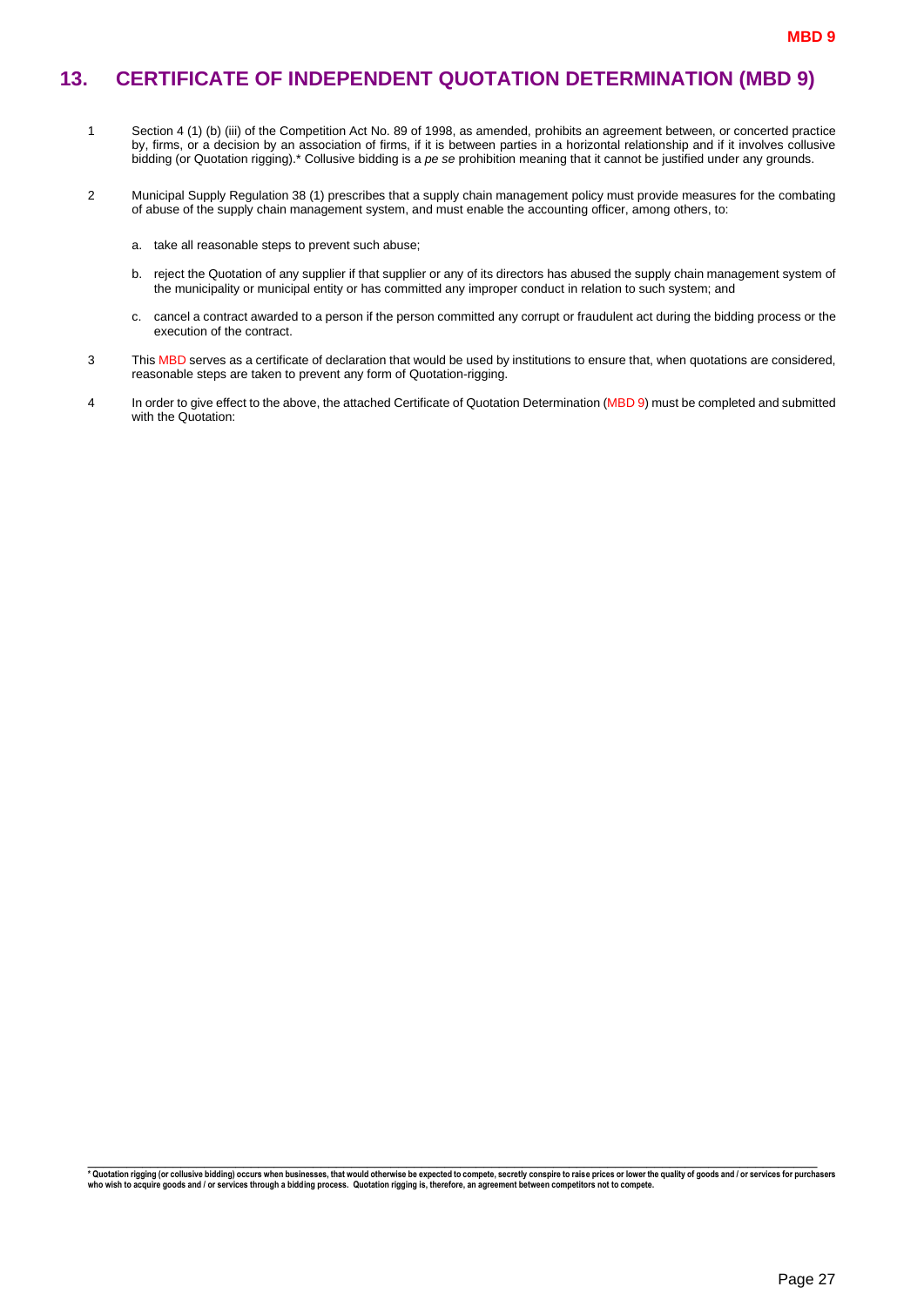# 13. CERTIFICATE OF INDEPENDENT QUOTATION DETERMINATION (MBD 9)

1 Section 4 (1) (b) (iii) of the Competition Act No. 89 of 1998, as amended, prohibits an agreement between, or concerted practice by, firms, or a decision by an association of firms, if it is between parties in a horizontal relationship and if it involves collusive bidding (or Quotation rigging).* Collusive bidding is a *pe se* prohibition meaning that it cannot be justified under any grounds.

2 Municipal Supply Regulation 38 (1) prescribes that a supply chain management policy must provide measures for the combating of abuse of the supply chain management system, and must enable the accounting officer, among others, to:

a. take all reasonable steps to prevent such abuse;

b. reject the Quotation of any supplier if that supplier or any of its directors has abused the supply chain management system of the municipality or municipal entity or has committed any improper conduct in relation to such system; and

c. cancel a contract awarded to a person if the person committed any corrupt or fraudulent act during the bidding process or the execution of the contract.

3 This MBD serves as a certificate of declaration that would be used by institutions to ensure that, when quotations are considered, reasonable steps are taken to prevent any form of Quotation-rigging.

4 In order to give effect to the above, the attached Certificate of Quotation Determination (MBD 9) must be completed and submitted with the Quotation:

---

**\* Quotation rigging (or collusive bidding) occurs when businesses, that would otherwise be expected to compete, secretly conspire to raise prices or lower the quality of goods and / or services for purchasers who wish to acquire goods and / or services through a bidding process. Quotation rigging is, therefore, an agreement between competitors not to compete.**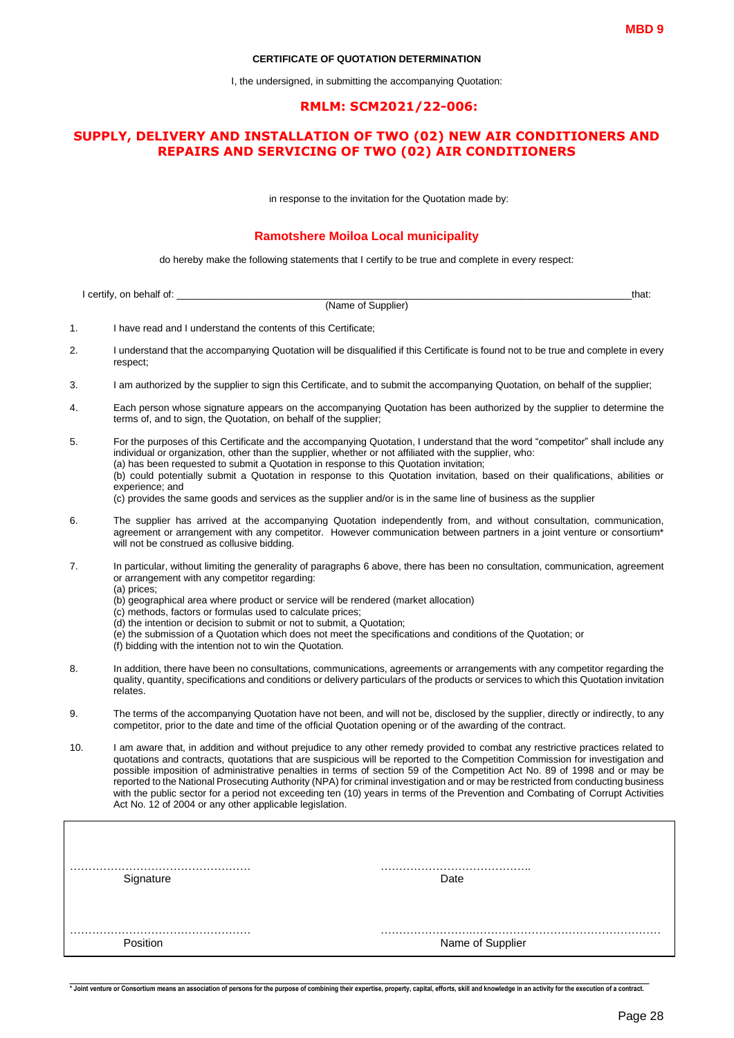**MBD 9**

**CERTIFICATE OF QUOTATION DETERMINATION**

I, the undersigned, in submitting the accompanying Quotation:

**RMLM: SCM2021/22-006:**

**SUPPLY, DELIVERY AND INSTALLATION OF TWO (02) NEW AIR CONDITIONERS AND REPAIRS AND SERVICING OF TWO (02) AIR CONDITIONERS**

in response to the invitation for the Quotation made by:

**Ramotshere Moiloa Local municipality**

do hereby make the following statements that I certify to be true and complete in every respect:

I certify, on behalf of: \_\_\_\_\_\_\_\_\_\_\_\_\_\_\_\_\_\_\_\_\_\_\_\_\_\_\_\_\_\_\_\_\_\_\_\_\_\_\_\_\_\_\_\_\_\_\_\_\_\_\_\_ that:
(Name of Supplier)

1. I have read and I understand the contents of this Certificate;

2. I understand that the accompanying Quotation will be disqualified if this Certificate is found not to be true and complete in every respect;

3. I am authorized by the supplier to sign this Certificate, and to submit the accompanying Quotation, on behalf of the supplier;

4. Each person whose signature appears on the accompanying Quotation has been authorized by the supplier to determine the terms of, and to sign, the Quotation, on behalf of the supplier;

5. For the purposes of this Certificate and the accompanying Quotation, I understand that the word "competitor" shall include any individual or organization, other than the supplier, whether or not affiliated with the supplier, who:
   (a) has been requested to submit a Quotation in response to this Quotation invitation;
   (b) could potentially submit a Quotation in response to this Quotation invitation, based on their qualifications, abilities or experience; and
   (c) provides the same goods and services as the supplier and/or is in the same line of business as the supplier

6. The supplier has arrived at the accompanying Quotation independently from, and without consultation, communication, agreement or arrangement with any competitor. However communication between partners in a joint venture or consortium* will not be construed as collusive bidding.

7. In particular, without limiting the generality of paragraphs 6 above, there has been no consultation, communication, agreement or arrangement with any competitor regarding:
   (a) prices;
   (b) geographical area where product or service will be rendered (market allocation)
   (c) methods, factors or formulas used to calculate prices;
   (d) the intention or decision to submit or not to submit, a Quotation;
   (e) the submission of a Quotation which does not meet the specifications and conditions of the Quotation; or
   (f) bidding with the intention not to win the Quotation.

8. In addition, there have been no consultations, communications, agreements or arrangements with any competitor regarding the quality, quantity, specifications and conditions or delivery particulars of the products or services to which this Quotation invitation relates.

9. The terms of the accompanying Quotation have not been, and will not be, disclosed by the supplier, directly or indirectly, to any competitor, prior to the date and time of the official Quotation opening or of the awarding of the contract.

10. I am aware that, in addition and without prejudice to any other remedy provided to combat any restrictive practices related to quotations and contracts, quotations that are suspicious will be reported to the Competition Commission for investigation and possible imposition of administrative penalties in terms of section 59 of the Competition Act No. 89 of 1998 and or may be reported to the National Prosecuting Authority (NPA) for criminal investigation and or may be restricted from conducting business with the public sector for a period not exceeding ten (10) years in terms of the Prevention and Combating of Corrupt Activities Act No. 12 of 2004 or any other applicable legislation.

| | |
|---|---|
| ………………………………………… Signature | ………………………………….. Date |
| ………………………………………… Position | ……………………………………………………………… Name of Supplier |

**\* Joint venture or Consortium means an association of persons for the purpose of combining their expertise, property, capital, efforts, skill and knowledge in an activity for the execution of a contract.**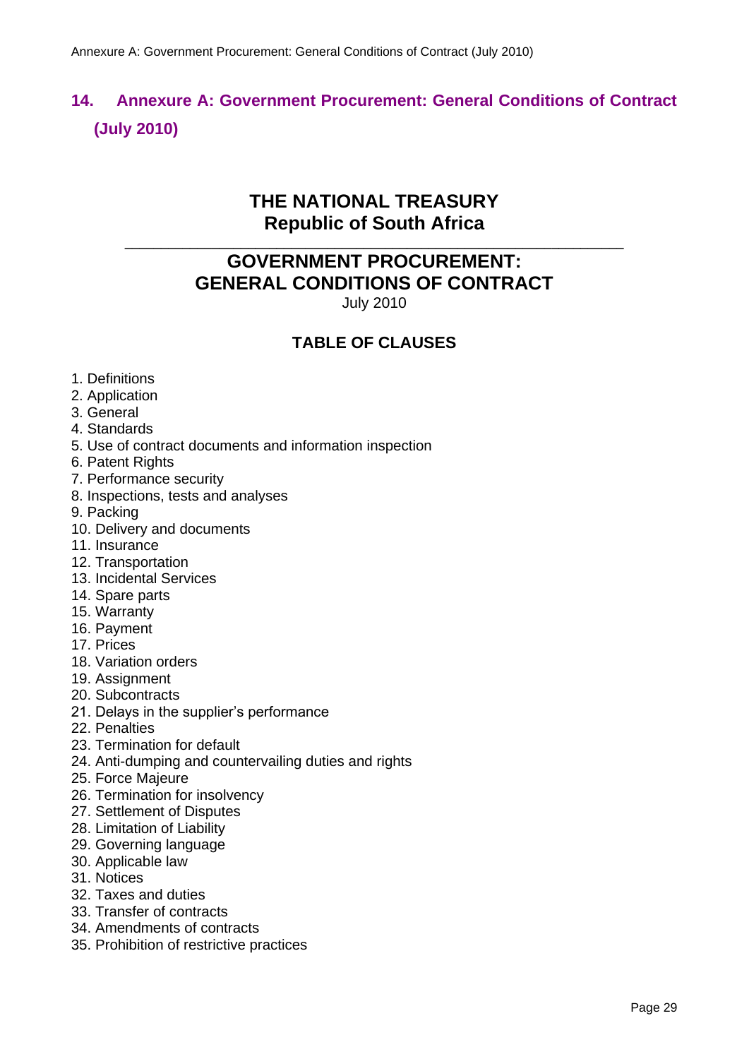## 14. Annexure A: Government Procurement: General Conditions of Contract (July 2010)

**THE NATIONAL TREASURY**
**Republic of South Africa**

---

**GOVERNMENT PROCUREMENT:**
**GENERAL CONDITIONS OF CONTRACT**
July 2010

### TABLE OF CLAUSES

1. Definitions
2. Application
3. General
4. Standards
5. Use of contract documents and information inspection
6. Patent Rights
7. Performance security
8. Inspections, tests and analyses
9. Packing
10. Delivery and documents
11. Insurance
12. Transportation
13. Incidental Services
14. Spare parts
15. Warranty
16. Payment
17. Prices
18. Variation orders
19. Assignment
20. Subcontracts
21. Delays in the supplier's performance
22. Penalties
23. Termination for default
24. Anti-dumping and countervailing duties and rights
25. Force Majeure
26. Termination for insolvency
27. Settlement of Disputes
28. Limitation of Liability
29. Governing language
30. Applicable law
31. Notices
32. Taxes and duties
33. Transfer of contracts
34. Amendments of contracts
35. Prohibition of restrictive practices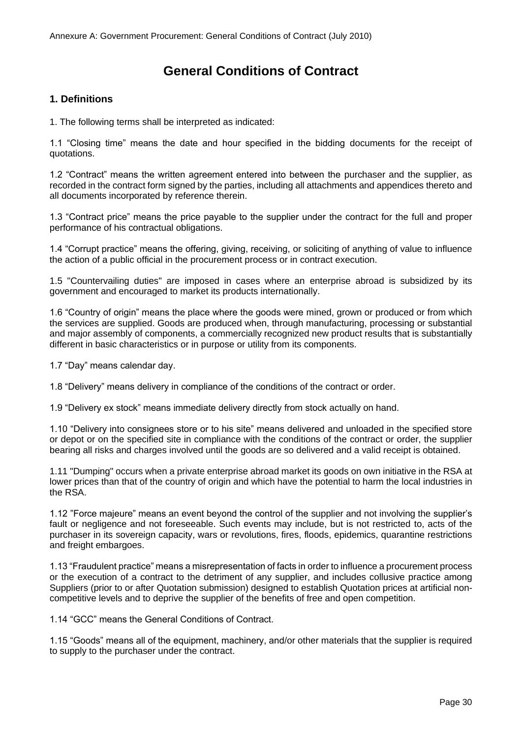# General Conditions of Contract

## 1. Definitions

1. The following terms shall be interpreted as indicated:

1.1 “Closing time” means the date and hour specified in the bidding documents for the receipt of quotations.

1.2 “Contract” means the written agreement entered into between the purchaser and the supplier, as recorded in the contract form signed by the parties, including all attachments and appendices thereto and all documents incorporated by reference therein.

1.3 “Contract price” means the price payable to the supplier under the contract for the full and proper performance of his contractual obligations.

1.4 “Corrupt practice” means the offering, giving, receiving, or soliciting of anything of value to influence the action of a public official in the procurement process or in contract execution.

1.5 "Countervailing duties" are imposed in cases where an enterprise abroad is subsidized by its government and encouraged to market its products internationally.

1.6 “Country of origin” means the place where the goods were mined, grown or produced or from which the services are supplied. Goods are produced when, through manufacturing, processing or substantial and major assembly of components, a commercially recognized new product results that is substantially different in basic characteristics or in purpose or utility from its components.

1.7 “Day” means calendar day.

1.8 “Delivery” means delivery in compliance of the conditions of the contract or order.

1.9 “Delivery ex stock” means immediate delivery directly from stock actually on hand.

1.10 “Delivery into consignees store or to his site” means delivered and unloaded in the specified store or depot or on the specified site in compliance with the conditions of the contract or order, the supplier bearing all risks and charges involved until the goods are so delivered and a valid receipt is obtained.

1.11 "Dumping" occurs when a private enterprise abroad market its goods on own initiative in the RSA at lower prices than that of the country of origin and which have the potential to harm the local industries in the RSA.

1.12 ”Force majeure” means an event beyond the control of the supplier and not involving the supplier’s fault or negligence and not foreseeable. Such events may include, but is not restricted to, acts of the purchaser in its sovereign capacity, wars or revolutions, fires, floods, epidemics, quarantine restrictions and freight embargoes.

1.13 “Fraudulent practice” means a misrepresentation of facts in order to influence a procurement process or the execution of a contract to the detriment of any supplier, and includes collusive practice among Suppliers (prior to or after Quotation submission) designed to establish Quotation prices at artificial non-competitive levels and to deprive the supplier of the benefits of free and open competition.

1.14 “GCC” means the General Conditions of Contract.

1.15 “Goods” means all of the equipment, machinery, and/or other materials that the supplier is required to supply to the purchaser under the contract.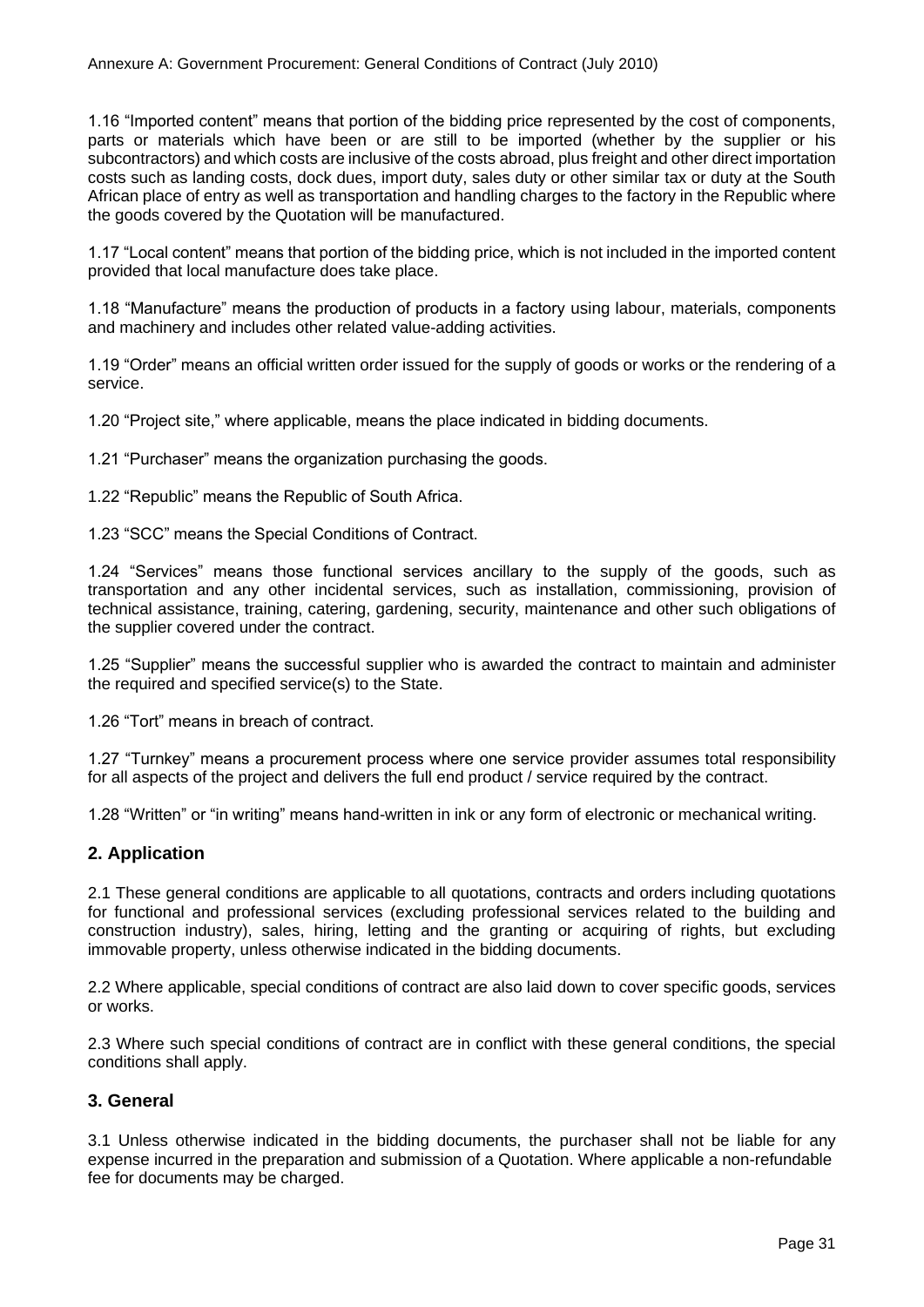1.16 “Imported content” means that portion of the bidding price represented by the cost of components, parts or materials which have been or are still to be imported (whether by the supplier or his subcontractors) and which costs are inclusive of the costs abroad, plus freight and other direct importation costs such as landing costs, dock dues, import duty, sales duty or other similar tax or duty at the South African place of entry as well as transportation and handling charges to the factory in the Republic where the goods covered by the Quotation will be manufactured.

1.17 “Local content” means that portion of the bidding price, which is not included in the imported content provided that local manufacture does take place.

1.18 “Manufacture” means the production of products in a factory using labour, materials, components and machinery and includes other related value-adding activities.

1.19 “Order” means an official written order issued for the supply of goods or works or the rendering of a service.

1.20 “Project site,” where applicable, means the place indicated in bidding documents.

1.21 “Purchaser” means the organization purchasing the goods.

1.22 “Republic” means the Republic of South Africa.

1.23 “SCC” means the Special Conditions of Contract.

1.24 “Services” means those functional services ancillary to the supply of the goods, such as transportation and any other incidental services, such as installation, commissioning, provision of technical assistance, training, catering, gardening, security, maintenance and other such obligations of the supplier covered under the contract.

1.25 “Supplier” means the successful supplier who is awarded the contract to maintain and administer the required and specified service(s) to the State.

1.26 “Tort” means in breach of contract.

1.27 “Turnkey” means a procurement process where one service provider assumes total responsibility for all aspects of the project and delivers the full end product / service required by the contract.

1.28 “Written” or “in writing” means hand-written in ink or any form of electronic or mechanical writing.

## 2. Application

2.1 These general conditions are applicable to all quotations, contracts and orders including quotations for functional and professional services (excluding professional services related to the building and construction industry), sales, hiring, letting and the granting or acquiring of rights, but excluding immovable property, unless otherwise indicated in the bidding documents.

2.2 Where applicable, special conditions of contract are also laid down to cover specific goods, services or works.

2.3 Where such special conditions of contract are in conflict with these general conditions, the special conditions shall apply.

## 3. General

3.1 Unless otherwise indicated in the bidding documents, the purchaser shall not be liable for any expense incurred in the preparation and submission of a Quotation. Where applicable a non-refundable fee for documents may be charged.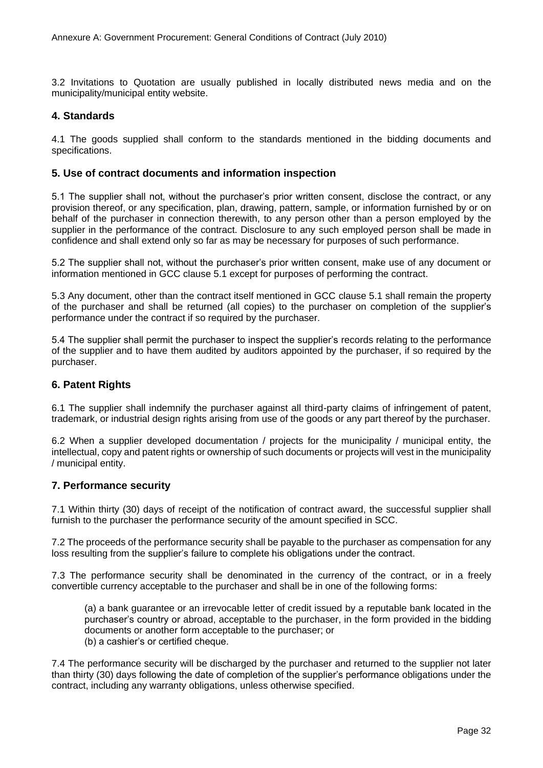3.2 Invitations to Quotation are usually published in locally distributed news media and on the municipality/municipal entity website.

## 4. Standards

4.1 The goods supplied shall conform to the standards mentioned in the bidding documents and specifications.

## 5. Use of contract documents and information inspection

5.1 The supplier shall not, without the purchaser's prior written consent, disclose the contract, or any provision thereof, or any specification, plan, drawing, pattern, sample, or information furnished by or on behalf of the purchaser in connection therewith, to any person other than a person employed by the supplier in the performance of the contract. Disclosure to any such employed person shall be made in confidence and shall extend only so far as may be necessary for purposes of such performance.

5.2 The supplier shall not, without the purchaser's prior written consent, make use of any document or information mentioned in GCC clause 5.1 except for purposes of performing the contract.

5.3 Any document, other than the contract itself mentioned in GCC clause 5.1 shall remain the property of the purchaser and shall be returned (all copies) to the purchaser on completion of the supplier's performance under the contract if so required by the purchaser.

5.4 The supplier shall permit the purchaser to inspect the supplier's records relating to the performance of the supplier and to have them audited by auditors appointed by the purchaser, if so required by the purchaser.

## 6. Patent Rights

6.1 The supplier shall indemnify the purchaser against all third-party claims of infringement of patent, trademark, or industrial design rights arising from use of the goods or any part thereof by the purchaser.

6.2 When a supplier developed documentation / projects for the municipality / municipal entity, the intellectual, copy and patent rights or ownership of such documents or projects will vest in the municipality / municipal entity.

## 7. Performance security

7.1 Within thirty (30) days of receipt of the notification of contract award, the successful supplier shall furnish to the purchaser the performance security of the amount specified in SCC.

7.2 The proceeds of the performance security shall be payable to the purchaser as compensation for any loss resulting from the supplier's failure to complete his obligations under the contract.

7.3 The performance security shall be denominated in the currency of the contract, or in a freely convertible currency acceptable to the purchaser and shall be in one of the following forms:

(a) a bank guarantee or an irrevocable letter of credit issued by a reputable bank located in the purchaser's country or abroad, acceptable to the purchaser, in the form provided in the bidding documents or another form acceptable to the purchaser; or
(b) a cashier's or certified cheque.

7.4 The performance security will be discharged by the purchaser and returned to the supplier not later than thirty (30) days following the date of completion of the supplier's performance obligations under the contract, including any warranty obligations, unless otherwise specified.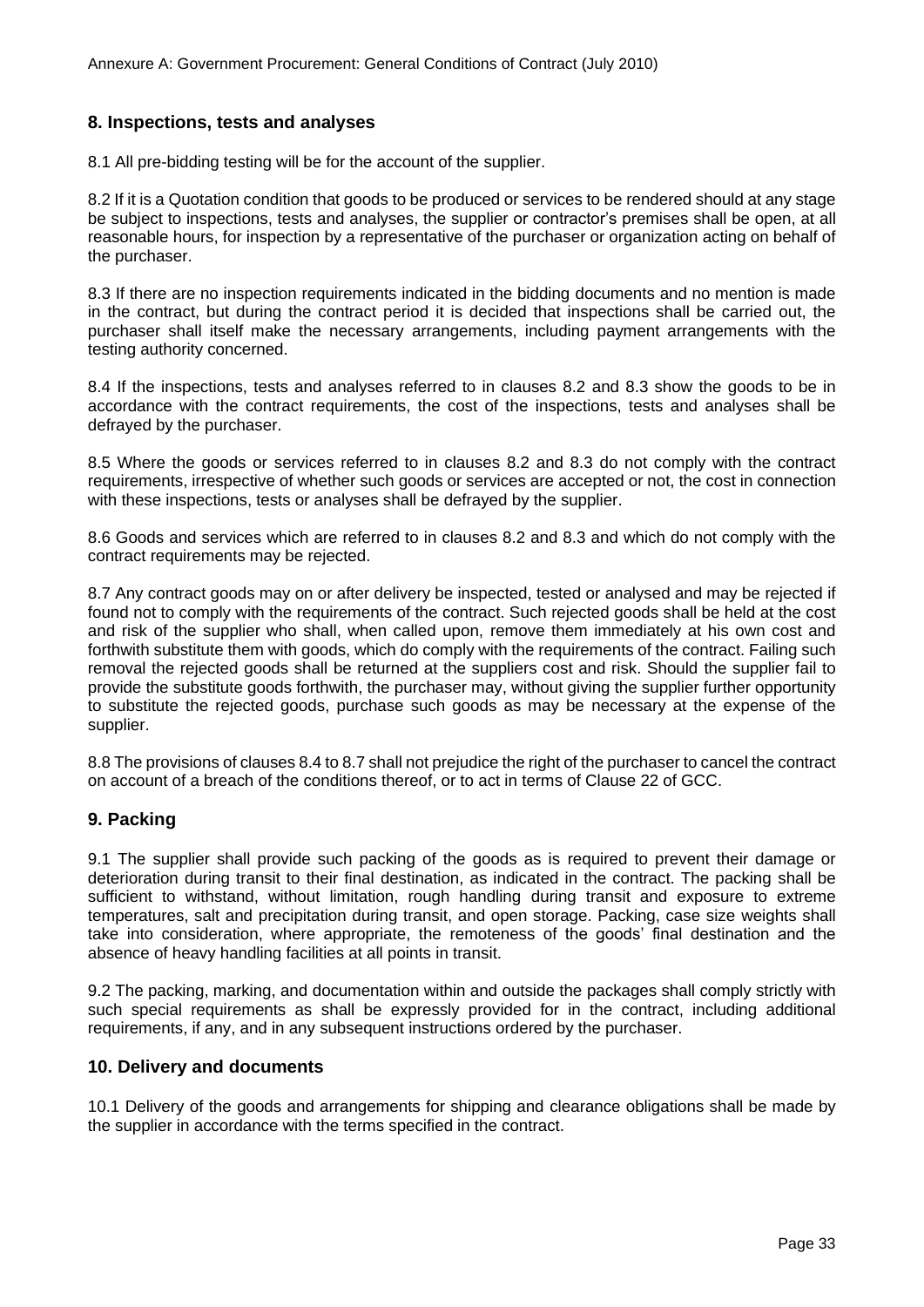## 8. Inspections, tests and analyses

8.1 All pre-bidding testing will be for the account of the supplier.

8.2 If it is a Quotation condition that goods to be produced or services to be rendered should at any stage be subject to inspections, tests and analyses, the supplier or contractor's premises shall be open, at all reasonable hours, for inspection by a representative of the purchaser or organization acting on behalf of the purchaser.

8.3 If there are no inspection requirements indicated in the bidding documents and no mention is made in the contract, but during the contract period it is decided that inspections shall be carried out, the purchaser shall itself make the necessary arrangements, including payment arrangements with the testing authority concerned.

8.4 If the inspections, tests and analyses referred to in clauses 8.2 and 8.3 show the goods to be in accordance with the contract requirements, the cost of the inspections, tests and analyses shall be defrayed by the purchaser.

8.5 Where the goods or services referred to in clauses 8.2 and 8.3 do not comply with the contract requirements, irrespective of whether such goods or services are accepted or not, the cost in connection with these inspections, tests or analyses shall be defrayed by the supplier.

8.6 Goods and services which are referred to in clauses 8.2 and 8.3 and which do not comply with the contract requirements may be rejected.

8.7 Any contract goods may on or after delivery be inspected, tested or analysed and may be rejected if found not to comply with the requirements of the contract. Such rejected goods shall be held at the cost and risk of the supplier who shall, when called upon, remove them immediately at his own cost and forthwith substitute them with goods, which do comply with the requirements of the contract. Failing such removal the rejected goods shall be returned at the suppliers cost and risk. Should the supplier fail to provide the substitute goods forthwith, the purchaser may, without giving the supplier further opportunity to substitute the rejected goods, purchase such goods as may be necessary at the expense of the supplier.

8.8 The provisions of clauses 8.4 to 8.7 shall not prejudice the right of the purchaser to cancel the contract on account of a breach of the conditions thereof, or to act in terms of Clause 22 of GCC.

## 9. Packing

9.1 The supplier shall provide such packing of the goods as is required to prevent their damage or deterioration during transit to their final destination, as indicated in the contract. The packing shall be sufficient to withstand, without limitation, rough handling during transit and exposure to extreme temperatures, salt and precipitation during transit, and open storage. Packing, case size weights shall take into consideration, where appropriate, the remoteness of the goods' final destination and the absence of heavy handling facilities at all points in transit.

9.2 The packing, marking, and documentation within and outside the packages shall comply strictly with such special requirements as shall be expressly provided for in the contract, including additional requirements, if any, and in any subsequent instructions ordered by the purchaser.

## 10. Delivery and documents

10.1 Delivery of the goods and arrangements for shipping and clearance obligations shall be made by the supplier in accordance with the terms specified in the contract.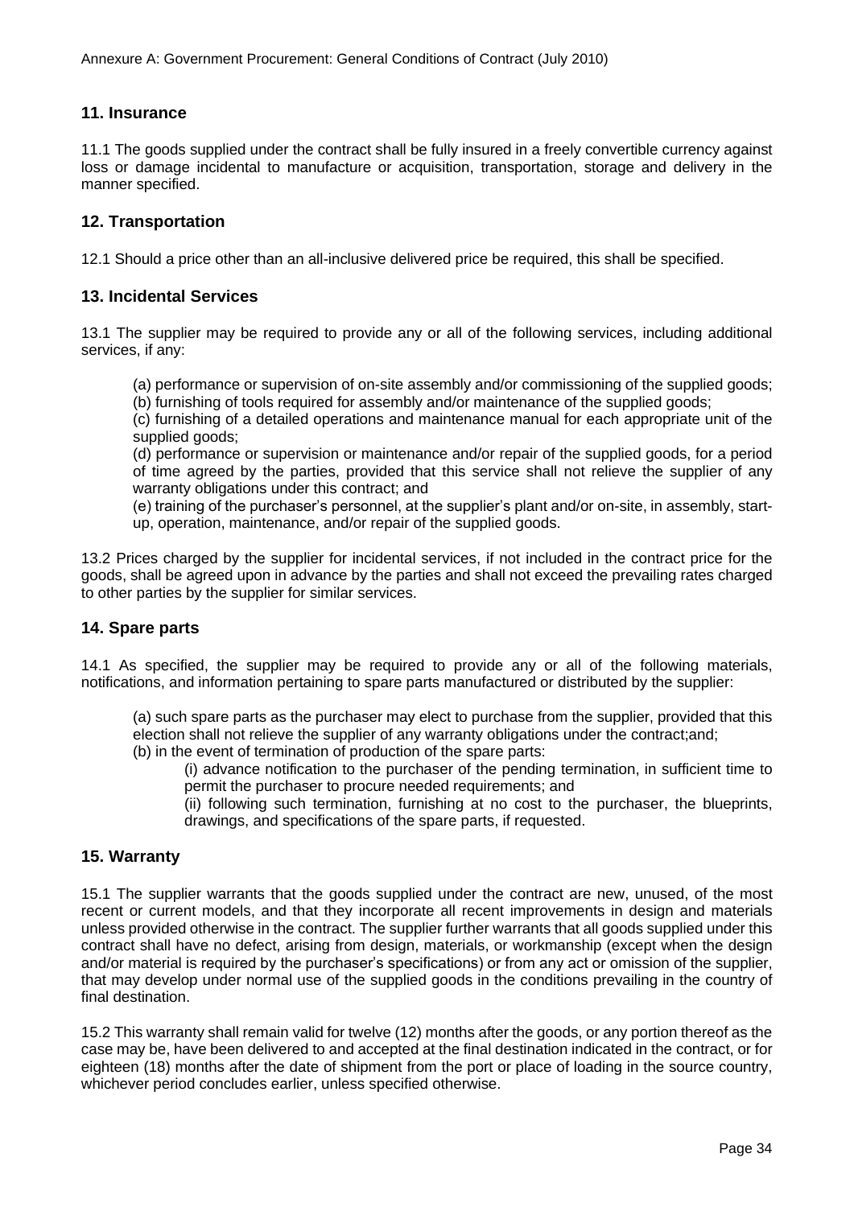## 11. Insurance

11.1 The goods supplied under the contract shall be fully insured in a freely convertible currency against loss or damage incidental to manufacture or acquisition, transportation, storage and delivery in the manner specified.

## 12. Transportation

12.1 Should a price other than an all-inclusive delivered price be required, this shall be specified.

## 13. Incidental Services

13.1 The supplier may be required to provide any or all of the following services, including additional services, if any:

(a) performance or supervision of on-site assembly and/or commissioning of the supplied goods;
(b) furnishing of tools required for assembly and/or maintenance of the supplied goods;
(c) furnishing of a detailed operations and maintenance manual for each appropriate unit of the supplied goods;
(d) performance or supervision or maintenance and/or repair of the supplied goods, for a period of time agreed by the parties, provided that this service shall not relieve the supplier of any warranty obligations under this contract; and
(e) training of the purchaser's personnel, at the supplier's plant and/or on-site, in assembly, start-up, operation, maintenance, and/or repair of the supplied goods.

13.2 Prices charged by the supplier for incidental services, if not included in the contract price for the goods, shall be agreed upon in advance by the parties and shall not exceed the prevailing rates charged to other parties by the supplier for similar services.

## 14. Spare parts

14.1 As specified, the supplier may be required to provide any or all of the following materials, notifications, and information pertaining to spare parts manufactured or distributed by the supplier:

(a) such spare parts as the purchaser may elect to purchase from the supplier, provided that this election shall not relieve the supplier of any warranty obligations under the contract;and;
(b) in the event of termination of production of the spare parts:

(i) advance notification to the purchaser of the pending termination, in sufficient time to permit the purchaser to procure needed requirements; and
(ii) following such termination, furnishing at no cost to the purchaser, the blueprints, drawings, and specifications of the spare parts, if requested.

## 15. Warranty

15.1 The supplier warrants that the goods supplied under the contract are new, unused, of the most recent or current models, and that they incorporate all recent improvements in design and materials unless provided otherwise in the contract. The supplier further warrants that all goods supplied under this contract shall have no defect, arising from design, materials, or workmanship (except when the design and/or material is required by the purchaser's specifications) or from any act or omission of the supplier, that may develop under normal use of the supplied goods in the conditions prevailing in the country of final destination.

15.2 This warranty shall remain valid for twelve (12) months after the goods, or any portion thereof as the case may be, have been delivered to and accepted at the final destination indicated in the contract, or for eighteen (18) months after the date of shipment from the port or place of loading in the source country, whichever period concludes earlier, unless specified otherwise.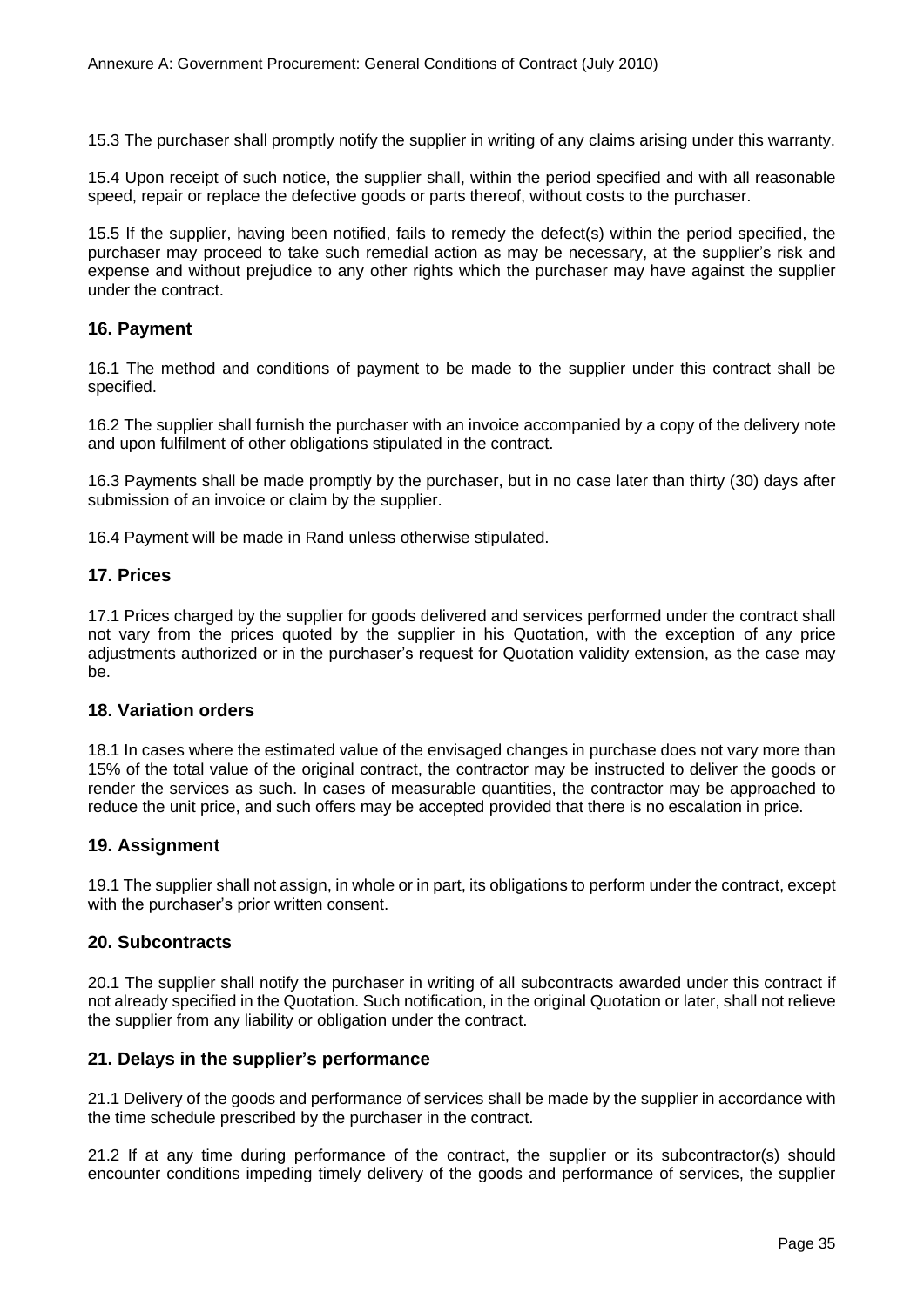15.3 The purchaser shall promptly notify the supplier in writing of any claims arising under this warranty.

15.4 Upon receipt of such notice, the supplier shall, within the period specified and with all reasonable speed, repair or replace the defective goods or parts thereof, without costs to the purchaser.

15.5 If the supplier, having been notified, fails to remedy the defect(s) within the period specified, the purchaser may proceed to take such remedial action as may be necessary, at the supplier's risk and expense and without prejudice to any other rights which the purchaser may have against the supplier under the contract.

### 16. Payment

16.1 The method and conditions of payment to be made to the supplier under this contract shall be specified.

16.2 The supplier shall furnish the purchaser with an invoice accompanied by a copy of the delivery note and upon fulfilment of other obligations stipulated in the contract.

16.3 Payments shall be made promptly by the purchaser, but in no case later than thirty (30) days after submission of an invoice or claim by the supplier.

16.4 Payment will be made in Rand unless otherwise stipulated.

### 17. Prices

17.1 Prices charged by the supplier for goods delivered and services performed under the contract shall not vary from the prices quoted by the supplier in his Quotation, with the exception of any price adjustments authorized or in the purchaser's request for Quotation validity extension, as the case may be.

### 18. Variation orders

18.1 In cases where the estimated value of the envisaged changes in purchase does not vary more than 15% of the total value of the original contract, the contractor may be instructed to deliver the goods or render the services as such. In cases of measurable quantities, the contractor may be approached to reduce the unit price, and such offers may be accepted provided that there is no escalation in price.

### 19. Assignment

19.1 The supplier shall not assign, in whole or in part, its obligations to perform under the contract, except with the purchaser's prior written consent.

### 20. Subcontracts

20.1 The supplier shall notify the purchaser in writing of all subcontracts awarded under this contract if not already specified in the Quotation. Such notification, in the original Quotation or later, shall not relieve the supplier from any liability or obligation under the contract.

### 21. Delays in the supplier's performance

21.1 Delivery of the goods and performance of services shall be made by the supplier in accordance with the time schedule prescribed by the purchaser in the contract.

21.2 If at any time during performance of the contract, the supplier or its subcontractor(s) should encounter conditions impeding timely delivery of the goods and performance of services, the supplier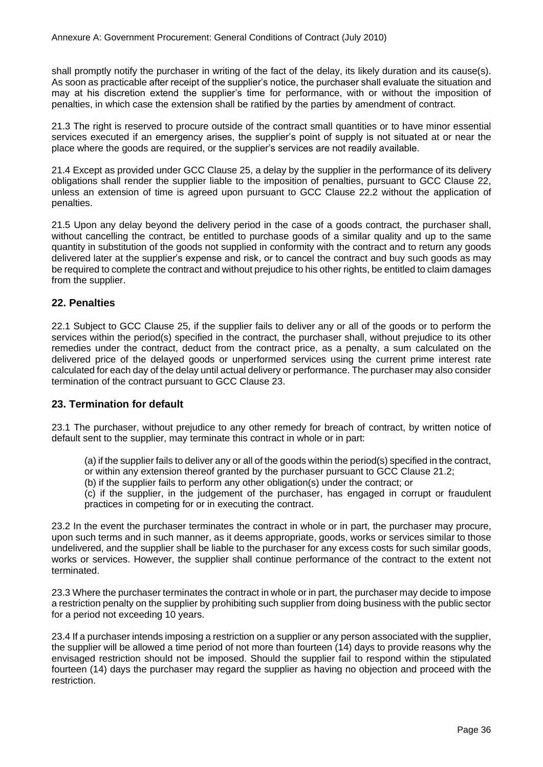shall promptly notify the purchaser in writing of the fact of the delay, its likely duration and its cause(s). As soon as practicable after receipt of the supplier's notice, the purchaser shall evaluate the situation and may at his discretion extend the supplier's time for performance, with or without the imposition of penalties, in which case the extension shall be ratified by the parties by amendment of contract.

21.3 The right is reserved to procure outside of the contract small quantities or to have minor essential services executed if an emergency arises, the supplier's point of supply is not situated at or near the place where the goods are required, or the supplier's services are not readily available.

21.4 Except as provided under GCC Clause 25, a delay by the supplier in the performance of its delivery obligations shall render the supplier liable to the imposition of penalties, pursuant to GCC Clause 22, unless an extension of time is agreed upon pursuant to GCC Clause 22.2 without the application of penalties.

21.5 Upon any delay beyond the delivery period in the case of a goods contract, the purchaser shall, without cancelling the contract, be entitled to purchase goods of a similar quality and up to the same quantity in substitution of the goods not supplied in conformity with the contract and to return any goods delivered later at the supplier's expense and risk, or to cancel the contract and buy such goods as may be required to complete the contract and without prejudice to his other rights, be entitled to claim damages from the supplier.

## 22. Penalties

22.1 Subject to GCC Clause 25, if the supplier fails to deliver any or all of the goods or to perform the services within the period(s) specified in the contract, the purchaser shall, without prejudice to its other remedies under the contract, deduct from the contract price, as a penalty, a sum calculated on the delivered price of the delayed goods or unperformed services using the current prime interest rate calculated for each day of the delay until actual delivery or performance. The purchaser may also consider termination of the contract pursuant to GCC Clause 23.

## 23. Termination for default

23.1 The purchaser, without prejudice to any other remedy for breach of contract, by written notice of default sent to the supplier, may terminate this contract in whole or in part:

(a) if the supplier fails to deliver any or all of the goods within the period(s) specified in the contract, or within any extension thereof granted by the purchaser pursuant to GCC Clause 21.2;
(b) if the supplier fails to perform any other obligation(s) under the contract; or
(c) if the supplier, in the judgement of the purchaser, has engaged in corrupt or fraudulent practices in competing for or in executing the contract.

23.2 In the event the purchaser terminates the contract in whole or in part, the purchaser may procure, upon such terms and in such manner, as it deems appropriate, goods, works or services similar to those undelivered, and the supplier shall be liable to the purchaser for any excess costs for such similar goods, works or services. However, the supplier shall continue performance of the contract to the extent not terminated.

23.3 Where the purchaser terminates the contract in whole or in part, the purchaser may decide to impose a restriction penalty on the supplier by prohibiting such supplier from doing business with the public sector for a period not exceeding 10 years.

23.4 If a purchaser intends imposing a restriction on a supplier or any person associated with the supplier, the supplier will be allowed a time period of not more than fourteen (14) days to provide reasons why the envisaged restriction should not be imposed. Should the supplier fail to respond within the stipulated fourteen (14) days the purchaser may regard the supplier as having no objection and proceed with the restriction.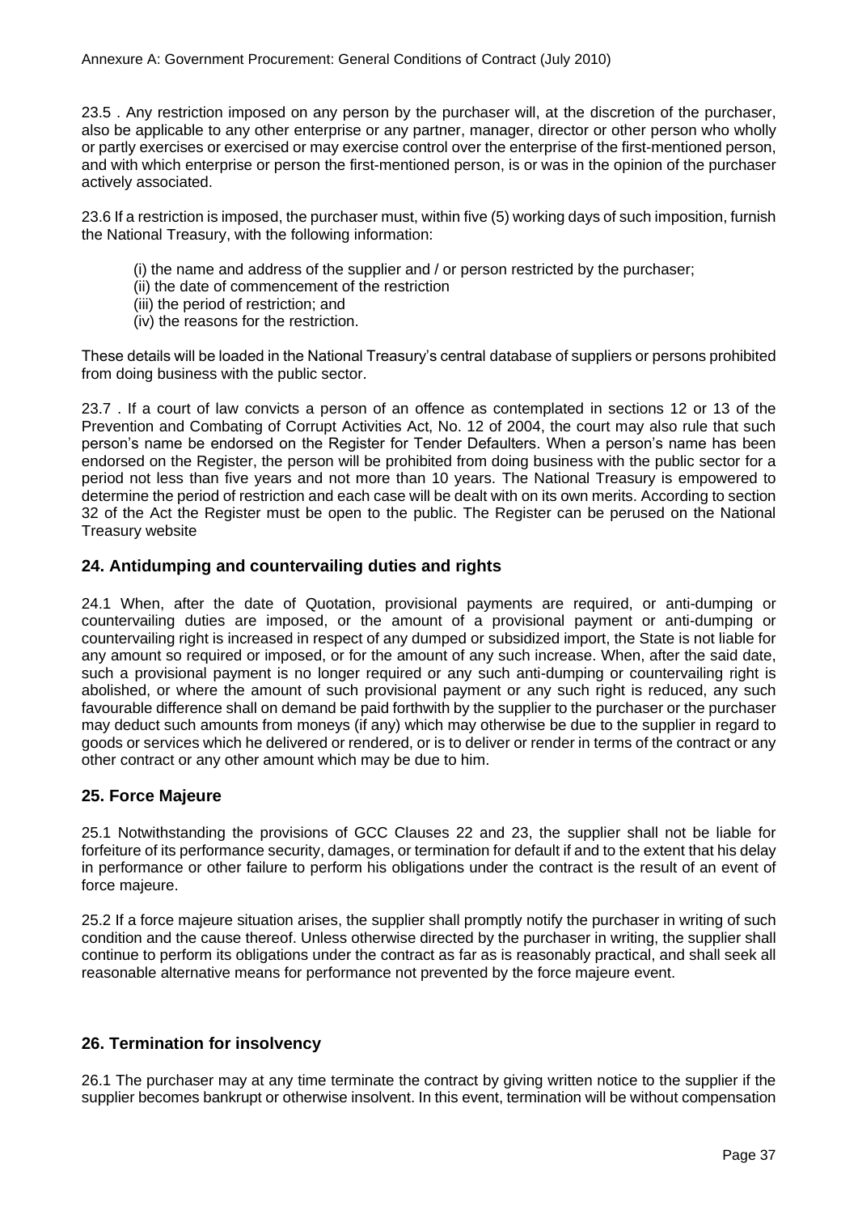23.5 . Any restriction imposed on any person by the purchaser will, at the discretion of the purchaser, also be applicable to any other enterprise or any partner, manager, director or other person who wholly or partly exercises or exercised or may exercise control over the enterprise of the first-mentioned person, and with which enterprise or person the first-mentioned person, is or was in the opinion of the purchaser actively associated.

23.6 If a restriction is imposed, the purchaser must, within five (5) working days of such imposition, furnish the National Treasury, with the following information:

- (i) the name and address of the supplier and / or person restricted by the purchaser;
- (ii) the date of commencement of the restriction
- (iii) the period of restriction; and
- (iv) the reasons for the restriction.

These details will be loaded in the National Treasury's central database of suppliers or persons prohibited from doing business with the public sector.

23.7 . If a court of law convicts a person of an offence as contemplated in sections 12 or 13 of the Prevention and Combating of Corrupt Activities Act, No. 12 of 2004, the court may also rule that such person's name be endorsed on the Register for Tender Defaulters. When a person's name has been endorsed on the Register, the person will be prohibited from doing business with the public sector for a period not less than five years and not more than 10 years. The National Treasury is empowered to determine the period of restriction and each case will be dealt with on its own merits. According to section 32 of the Act the Register must be open to the public. The Register can be perused on the National Treasury website

## 24. Antidumping and countervailing duties and rights

24.1 When, after the date of Quotation, provisional payments are required, or anti-dumping or countervailing duties are imposed, or the amount of a provisional payment or anti-dumping or countervailing right is increased in respect of any dumped or subsidized import, the State is not liable for any amount so required or imposed, or for the amount of any such increase. When, after the said date, such a provisional payment is no longer required or any such anti-dumping or countervailing right is abolished, or where the amount of such provisional payment or any such right is reduced, any such favourable difference shall on demand be paid forthwith by the supplier to the purchaser or the purchaser may deduct such amounts from moneys (if any) which may otherwise be due to the supplier in regard to goods or services which he delivered or rendered, or is to deliver or render in terms of the contract or any other contract or any other amount which may be due to him.

## 25. Force Majeure

25.1 Notwithstanding the provisions of GCC Clauses 22 and 23, the supplier shall not be liable for forfeiture of its performance security, damages, or termination for default if and to the extent that his delay in performance or other failure to perform his obligations under the contract is the result of an event of force majeure.

25.2 If a force majeure situation arises, the supplier shall promptly notify the purchaser in writing of such condition and the cause thereof. Unless otherwise directed by the purchaser in writing, the supplier shall continue to perform its obligations under the contract as far as is reasonably practical, and shall seek all reasonable alternative means for performance not prevented by the force majeure event.

## 26. Termination for insolvency

26.1 The purchaser may at any time terminate the contract by giving written notice to the supplier if the supplier becomes bankrupt or otherwise insolvent. In this event, termination will be without compensation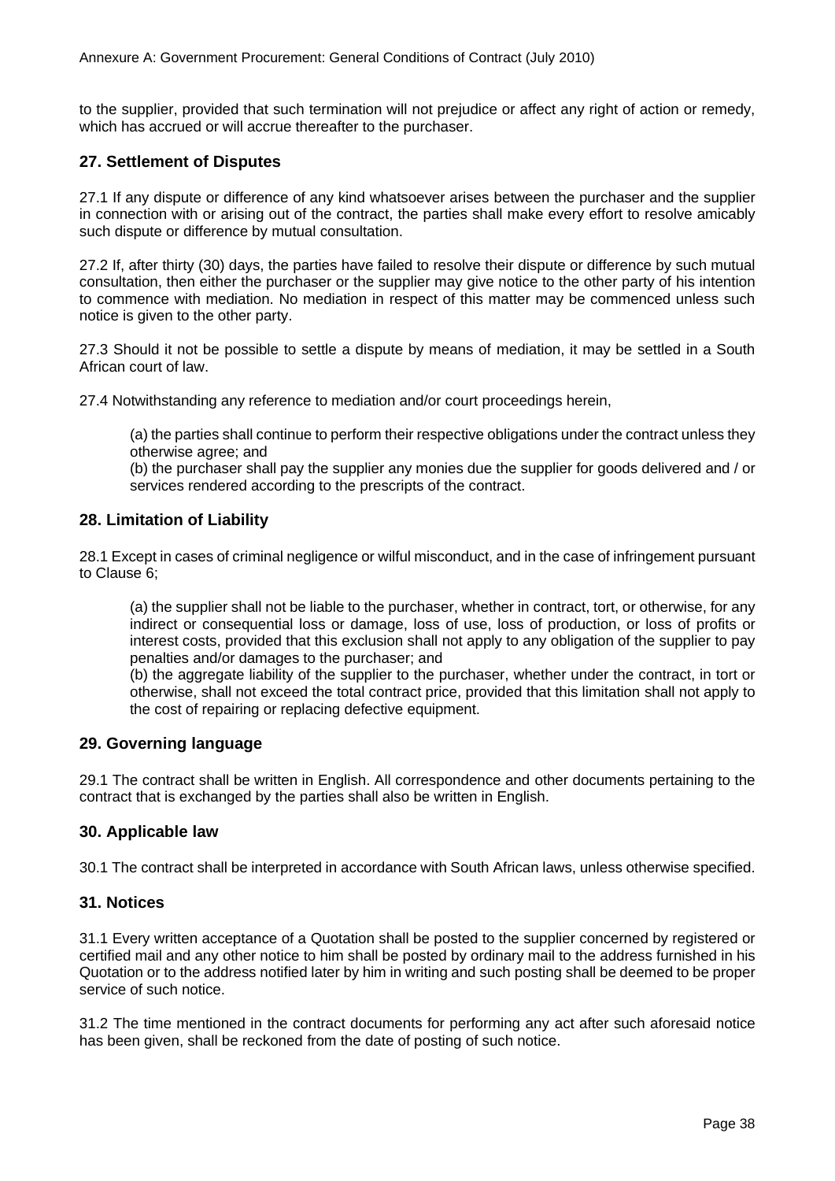to the supplier, provided that such termination will not prejudice or affect any right of action or remedy, which has accrued or will accrue thereafter to the purchaser.

## 27. Settlement of Disputes

27.1 If any dispute or difference of any kind whatsoever arises between the purchaser and the supplier in connection with or arising out of the contract, the parties shall make every effort to resolve amicably such dispute or difference by mutual consultation.

27.2 If, after thirty (30) days, the parties have failed to resolve their dispute or difference by such mutual consultation, then either the purchaser or the supplier may give notice to the other party of his intention to commence with mediation. No mediation in respect of this matter may be commenced unless such notice is given to the other party.

27.3 Should it not be possible to settle a dispute by means of mediation, it may be settled in a South African court of law.

27.4 Notwithstanding any reference to mediation and/or court proceedings herein,

(a) the parties shall continue to perform their respective obligations under the contract unless they otherwise agree; and
(b) the purchaser shall pay the supplier any monies due the supplier for goods delivered and / or services rendered according to the prescripts of the contract.

## 28. Limitation of Liability

28.1 Except in cases of criminal negligence or wilful misconduct, and in the case of infringement pursuant to Clause 6;

(a) the supplier shall not be liable to the purchaser, whether in contract, tort, or otherwise, for any indirect or consequential loss or damage, loss of use, loss of production, or loss of profits or interest costs, provided that this exclusion shall not apply to any obligation of the supplier to pay penalties and/or damages to the purchaser; and
(b) the aggregate liability of the supplier to the purchaser, whether under the contract, in tort or otherwise, shall not exceed the total contract price, provided that this limitation shall not apply to the cost of repairing or replacing defective equipment.

## 29. Governing language

29.1 The contract shall be written in English. All correspondence and other documents pertaining to the contract that is exchanged by the parties shall also be written in English.

## 30. Applicable law

30.1 The contract shall be interpreted in accordance with South African laws, unless otherwise specified.

## 31. Notices

31.1 Every written acceptance of a Quotation shall be posted to the supplier concerned by registered or certified mail and any other notice to him shall be posted by ordinary mail to the address furnished in his Quotation or to the address notified later by him in writing and such posting shall be deemed to be proper service of such notice.

31.2 The time mentioned in the contract documents for performing any act after such aforesaid notice has been given, shall be reckoned from the date of posting of such notice.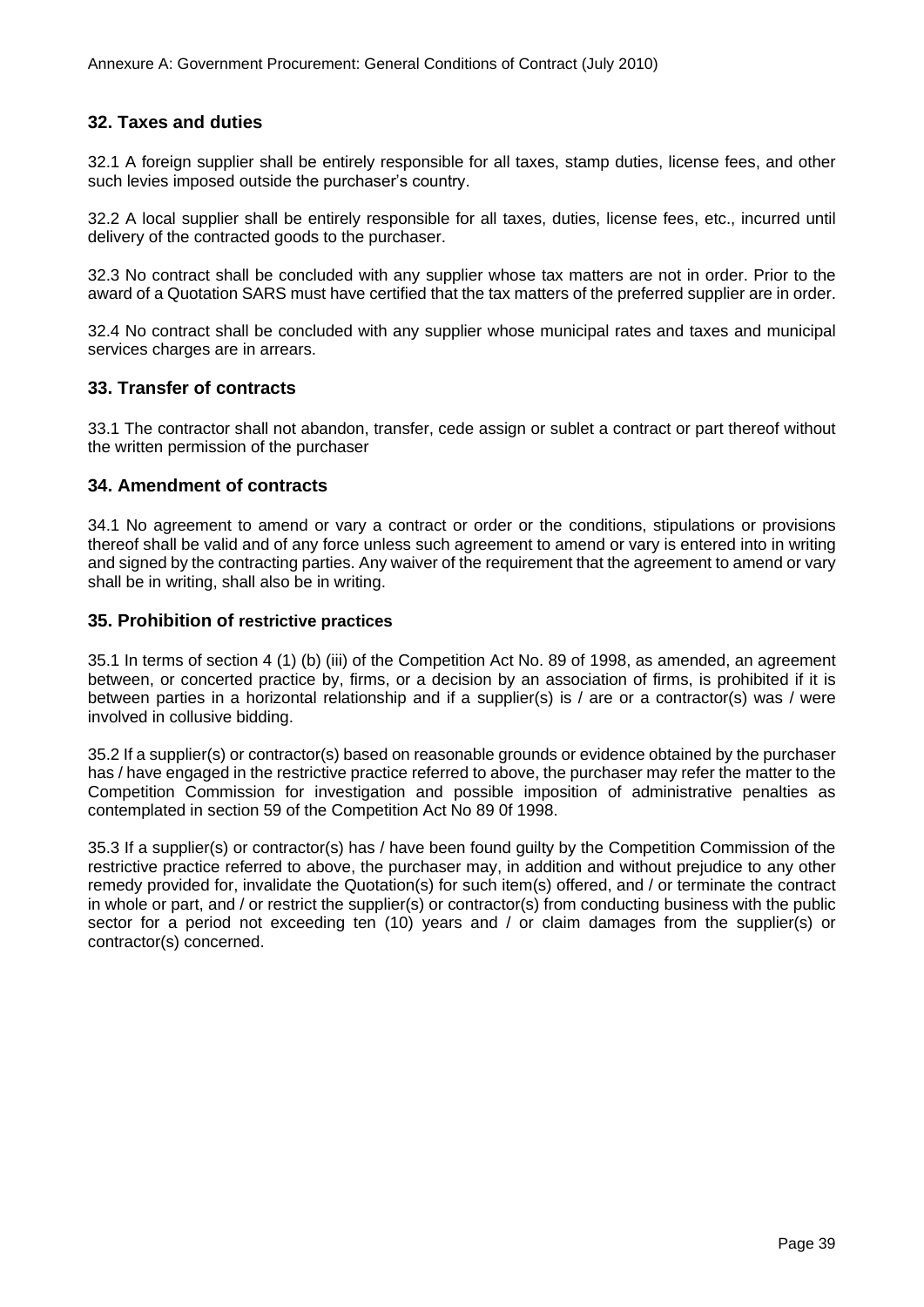## 32. Taxes and duties

32.1 A foreign supplier shall be entirely responsible for all taxes, stamp duties, license fees, and other such levies imposed outside the purchaser's country.

32.2 A local supplier shall be entirely responsible for all taxes, duties, license fees, etc., incurred until delivery of the contracted goods to the purchaser.

32.3 No contract shall be concluded with any supplier whose tax matters are not in order. Prior to the award of a Quotation SARS must have certified that the tax matters of the preferred supplier are in order.

32.4 No contract shall be concluded with any supplier whose municipal rates and taxes and municipal services charges are in arrears.

## 33. Transfer of contracts

33.1 The contractor shall not abandon, transfer, cede assign or sublet a contract or part thereof without the written permission of the purchaser

## 34. Amendment of contracts

34.1 No agreement to amend or vary a contract or order or the conditions, stipulations or provisions thereof shall be valid and of any force unless such agreement to amend or vary is entered into in writing and signed by the contracting parties. Any waiver of the requirement that the agreement to amend or vary shall be in writing, shall also be in writing.

## 35. Prohibition of restrictive practices

35.1 In terms of section 4 (1) (b) (iii) of the Competition Act No. 89 of 1998, as amended, an agreement between, or concerted practice by, firms, or a decision by an association of firms, is prohibited if it is between parties in a horizontal relationship and if a supplier(s) is / are or a contractor(s) was / were involved in collusive bidding.

35.2 If a supplier(s) or contractor(s) based on reasonable grounds or evidence obtained by the purchaser has / have engaged in the restrictive practice referred to above, the purchaser may refer the matter to the Competition Commission for investigation and possible imposition of administrative penalties as contemplated in section 59 of the Competition Act No 89 0f 1998.

35.3 If a supplier(s) or contractor(s) has / have been found guilty by the Competition Commission of the restrictive practice referred to above, the purchaser may, in addition and without prejudice to any other remedy provided for, invalidate the Quotation(s) for such item(s) offered, and / or terminate the contract in whole or part, and / or restrict the supplier(s) or contractor(s) from conducting business with the public sector for a period not exceeding ten (10) years and / or claim damages from the supplier(s) or contractor(s) concerned.